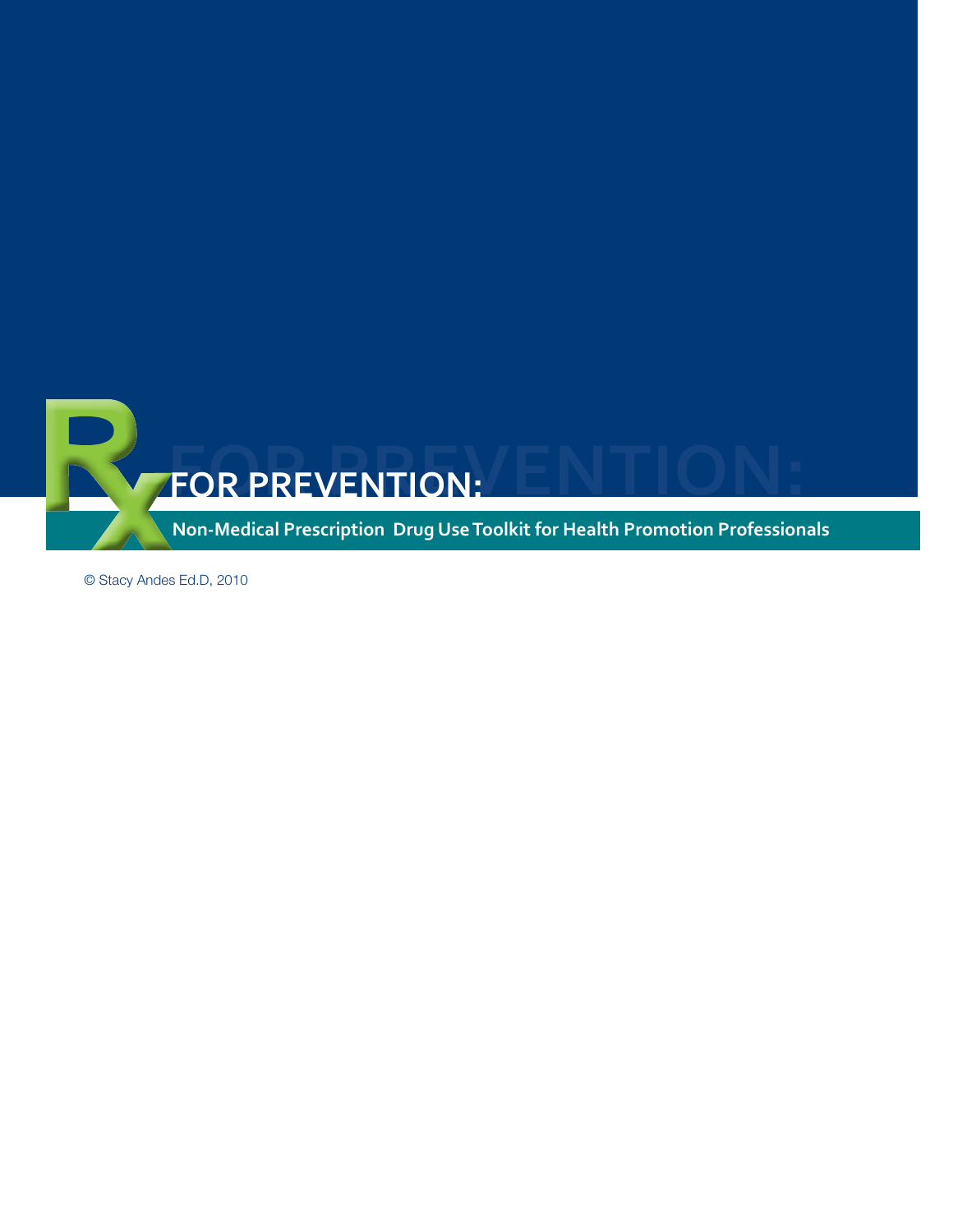# Rx FOR PREVENTION:

**Non-Medical Prescription Drug Use Toolkit for Health Promotion Professionals**

© Stacy Andes Ed.D, 2010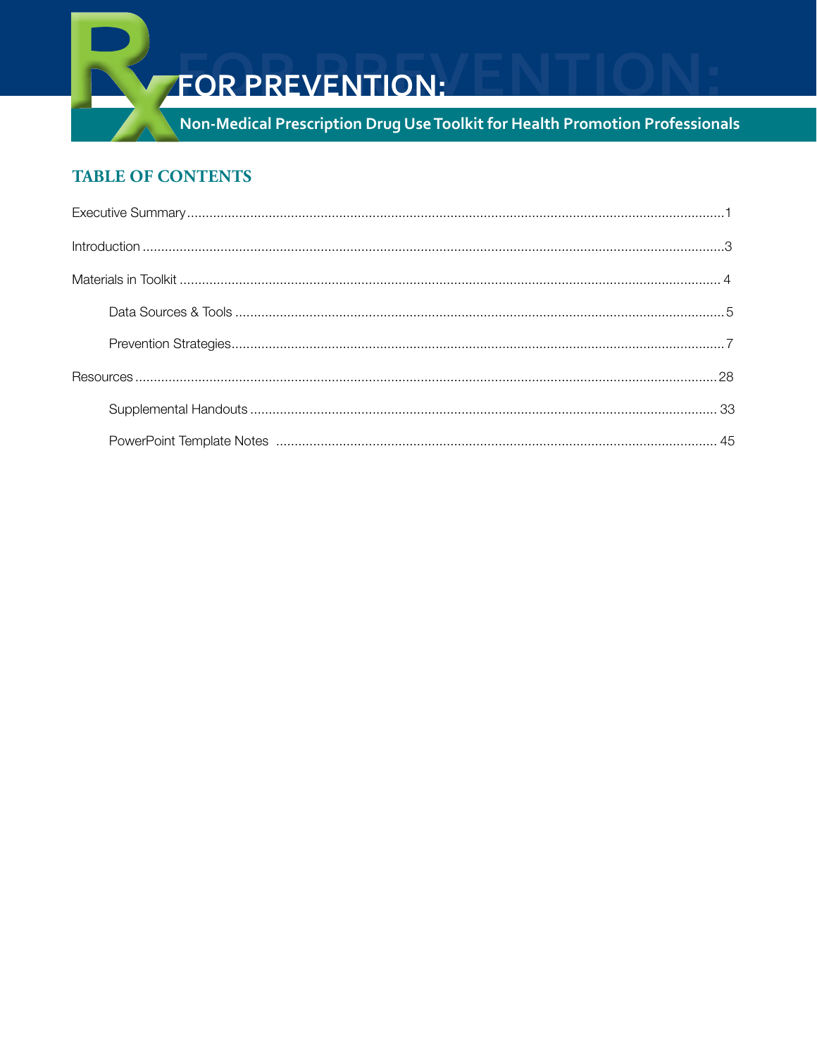# Rx FOR PREVENTION:

## Non-Medical Prescription Drug Use Toolkit for Health Promotion Professionals

### TABLE OF CONTENTS

Executive Summary ..... 1

Introduction ..... 3

Materials in Toolkit ..... 4

- Data Sources & Tools ..... 5
- Prevention Strategies ..... 7

Resources ..... 28

- Supplemental Handouts ..... 33
- PowerPoint Template Notes ..... 45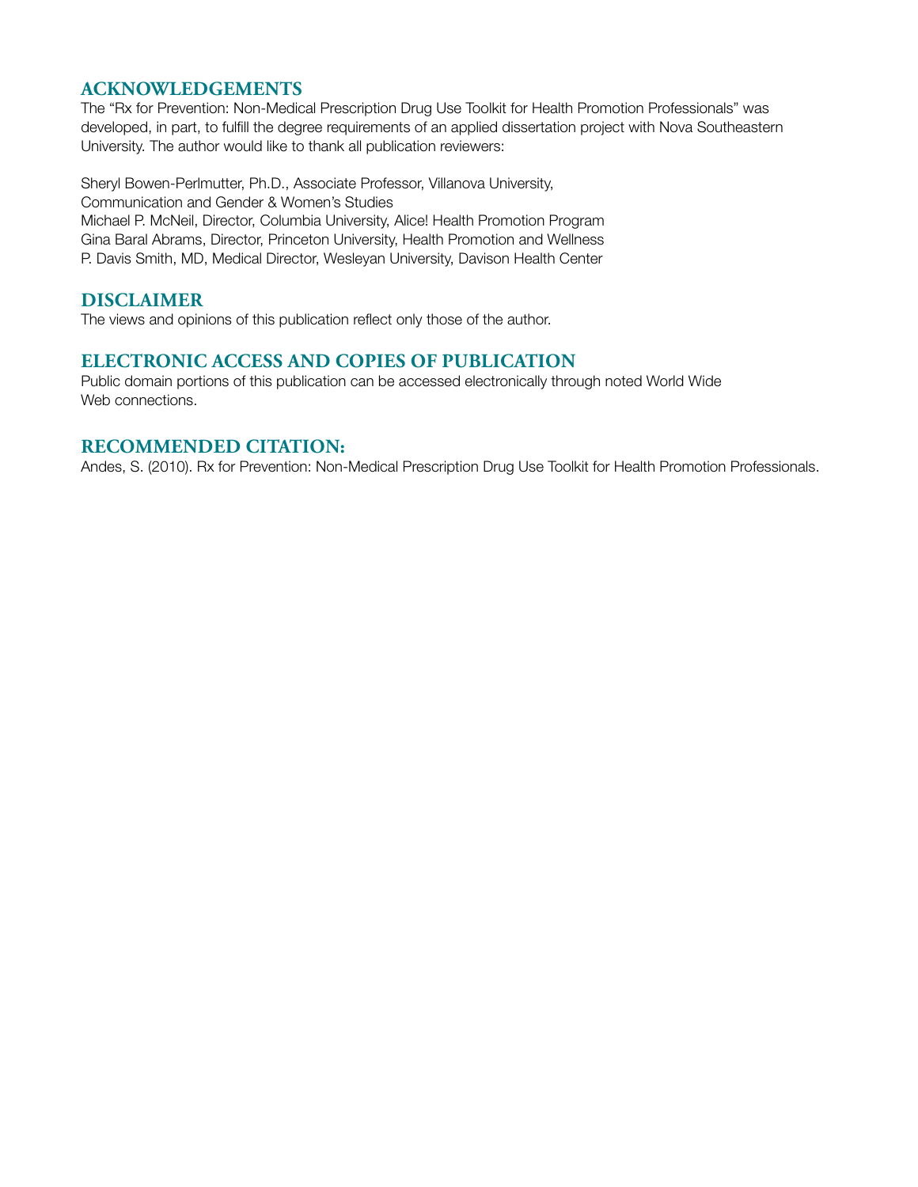## ACKNOWLEDGEMENTS

The "Rx for Prevention: Non-Medical Prescription Drug Use Toolkit for Health Promotion Professionals" was developed, in part, to fulfill the degree requirements of an applied dissertation project with Nova Southeastern University. The author would like to thank all publication reviewers:

Sheryl Bowen-Perlmutter, Ph.D., Associate Professor, Villanova University, Communication and Gender & Women's Studies
Michael P. McNeil, Director, Columbia University, Alice! Health Promotion Program
Gina Baral Abrams, Director, Princeton University, Health Promotion and Wellness
P. Davis Smith, MD, Medical Director, Wesleyan University, Davison Health Center

## DISCLAIMER

The views and opinions of this publication reflect only those of the author.

## ELECTRONIC ACCESS AND COPIES OF PUBLICATION

Public domain portions of this publication can be accessed electronically through noted World Wide Web connections.

## RECOMMENDED CITATION:

Andes, S. (2010). Rx for Prevention: Non-Medical Prescription Drug Use Toolkit for Health Promotion Professionals.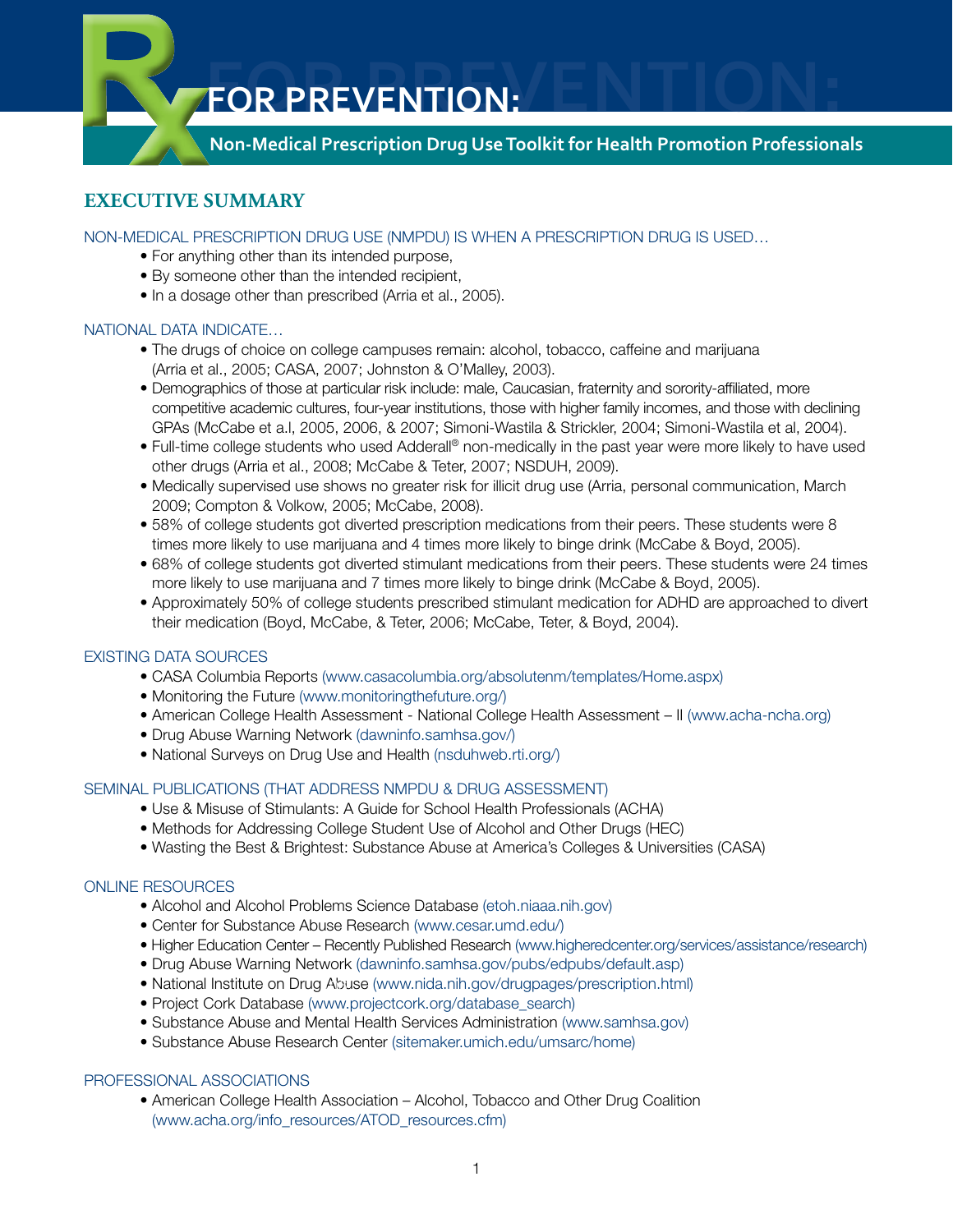# Rx FOR PREVENTION:

**Non-Medical Prescription Drug Use Toolkit for Health Promotion Professionals**

## EXECUTIVE SUMMARY

### NON-MEDICAL PRESCRIPTION DRUG USE (NMPDU) IS WHEN A PRESCRIPTION DRUG IS USED…

- For anything other than its intended purpose,
- By someone other than the intended recipient,
- In a dosage other than prescribed (Arria et al., 2005).

### NATIONAL DATA INDICATE…

- The drugs of choice on college campuses remain: alcohol, tobacco, caffeine and marijuana (Arria et al., 2005; CASA, 2007; Johnston & O'Malley, 2003).
- Demographics of those at particular risk include: male, Caucasian, fraternity and sorority-affiliated, more competitive academic cultures, four-year institutions, those with higher family incomes, and those with declining GPAs (McCabe et a.l, 2005, 2006, & 2007; Simoni-Wastila & Strickler, 2004; Simoni-Wastila et al, 2004).
- Full-time college students who used Adderall® non-medically in the past year were more likely to have used other drugs (Arria et al., 2008; McCabe & Teter, 2007; NSDUH, 2009).
- Medically supervised use shows no greater risk for illicit drug use (Arria, personal communication, March 2009; Compton & Volkow, 2005; McCabe, 2008).
- 58% of college students got diverted prescription medications from their peers. These students were 8 times more likely to use marijuana and 4 times more likely to binge drink (McCabe & Boyd, 2005).
- 68% of college students got diverted stimulant medications from their peers. These students were 24 times more likely to use marijuana and 7 times more likely to binge drink (McCabe & Boyd, 2005).
- Approximately 50% of college students prescribed stimulant medication for ADHD are approached to divert their medication (Boyd, McCabe, & Teter, 2006; McCabe, Teter, & Boyd, 2004).

### EXISTING DATA SOURCES

- CASA Columbia Reports (www.casacolumbia.org/absolutenm/templates/Home.aspx)
- Monitoring the Future (www.monitoringthefuture.org/)
- American College Health Assessment - National College Health Assessment – II (www.acha-ncha.org)
- Drug Abuse Warning Network (dawninfo.samhsa.gov/)
- National Surveys on Drug Use and Health (nsduhweb.rti.org/)

### SEMINAL PUBLICATIONS (THAT ADDRESS NMPDU & DRUG ASSESSMENT)

- Use & Misuse of Stimulants: A Guide for School Health Professionals (ACHA)
- Methods for Addressing College Student Use of Alcohol and Other Drugs (HEC)
- Wasting the Best & Brightest: Substance Abuse at America's Colleges & Universities (CASA)

### ONLINE RESOURCES

- Alcohol and Alcohol Problems Science Database (etoh.niaaa.nih.gov)
- Center for Substance Abuse Research (www.cesar.umd.edu/)
- Higher Education Center – Recently Published Research (www.higheredcenter.org/services/assistance/research)
- Drug Abuse Warning Network (dawninfo.samhsa.gov/pubs/edpubs/default.asp)
- National Institute on Drug Abuse (www.nida.nih.gov/drugpages/prescription.html)
- Project Cork Database (www.projectcork.org/database_search)
- Substance Abuse and Mental Health Services Administration (www.samhsa.gov)
- Substance Abuse Research Center (sitemaker.umich.edu/umsarc/home)

### PROFESSIONAL ASSOCIATIONS

- American College Health Association – Alcohol, Tobacco and Other Drug Coalition (www.acha.org/info_resources/ATOD_resources.cfm)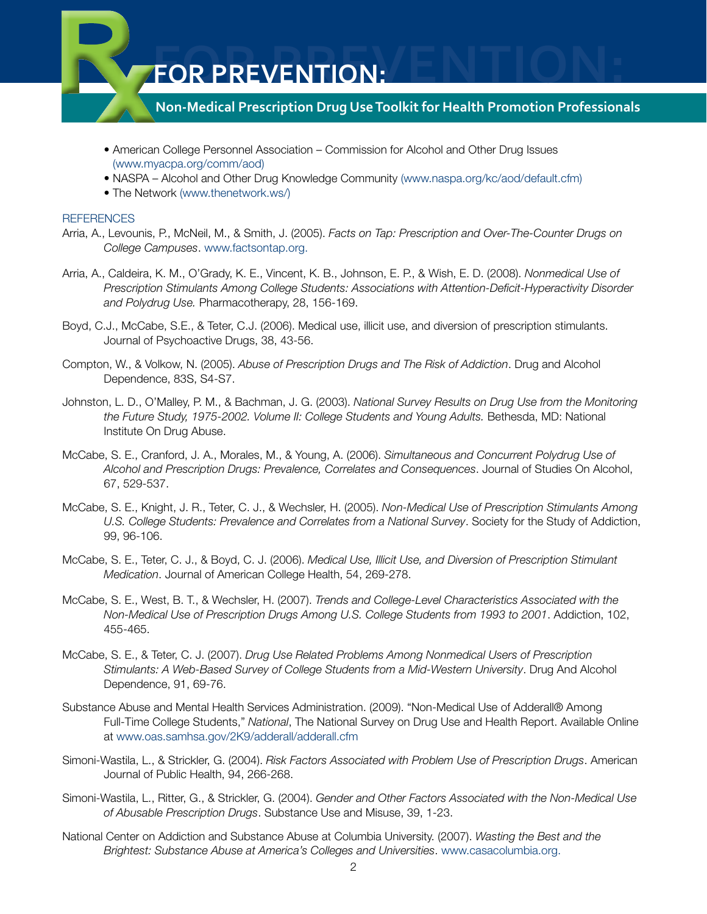- American College Personnel Association – Commission for Alcohol and Other Drug Issues (www.myacpa.org/comm/aod)
- NASPA – Alcohol and Other Drug Knowledge Community (www.naspa.org/kc/aod/default.cfm)
- The Network (www.thenetwork.ws/)

## REFERENCES

Arria, A., Levounis, P., McNeil, M., & Smith, J. (2005). *Facts on Tap: Prescription and Over-The-Counter Drugs on College Campuses*. www.factsontap.org.

Arria, A., Caldeira, K. M., O'Grady, K. E., Vincent, K. B., Johnson, E. P., & Wish, E. D. (2008). *Nonmedical Use of Prescription Stimulants Among College Students: Associations with Attention-Deficit-Hyperactivity Disorder and Polydrug Use.* Pharmacotherapy, 28, 156-169.

Boyd, C.J., McCabe, S.E., & Teter, C.J. (2006). Medical use, illicit use, and diversion of prescription stimulants. Journal of Psychoactive Drugs, 38, 43-56.

Compton, W., & Volkow, N. (2005). *Abuse of Prescription Drugs and The Risk of Addiction*. Drug and Alcohol Dependence, 83S, S4-S7.

Johnston, L. D., O'Malley, P. M., & Bachman, J. G. (2003). *National Survey Results on Drug Use from the Monitoring the Future Study, 1975-2002. Volume II: College Students and Young Adults.* Bethesda, MD: National Institute On Drug Abuse.

McCabe, S. E., Cranford, J. A., Morales, M., & Young, A. (2006). *Simultaneous and Concurrent Polydrug Use of Alcohol and Prescription Drugs: Prevalence, Correlates and Consequences*. Journal of Studies On Alcohol, 67, 529-537.

McCabe, S. E., Knight, J. R., Teter, C. J., & Wechsler, H. (2005). *Non-Medical Use of Prescription Stimulants Among U.S. College Students: Prevalence and Correlates from a National Survey*. Society for the Study of Addiction, 99, 96-106.

McCabe, S. E., Teter, C. J., & Boyd, C. J. (2006). *Medical Use, Illicit Use, and Diversion of Prescription Stimulant Medication*. Journal of American College Health, 54, 269-278.

McCabe, S. E., West, B. T., & Wechsler, H. (2007). *Trends and College-Level Characteristics Associated with the Non-Medical Use of Prescription Drugs Among U.S. College Students from 1993 to 2001*. Addiction, 102, 455-465.

McCabe, S. E., & Teter, C. J. (2007). *Drug Use Related Problems Among Nonmedical Users of Prescription Stimulants: A Web-Based Survey of College Students from a Mid-Western University*. Drug And Alcohol Dependence, 91, 69-76.

Substance Abuse and Mental Health Services Administration. (2009). "Non-Medical Use of Adderall® Among Full-Time College Students," *National*, The National Survey on Drug Use and Health Report. Available Online at www.oas.samhsa.gov/2K9/adderall/adderall.cfm

Simoni-Wastila, L., & Strickler, G. (2004). *Risk Factors Associated with Problem Use of Prescription Drugs*. American Journal of Public Health, 94, 266-268.

Simoni-Wastila, L., Ritter, G., & Strickler, G. (2004). *Gender and Other Factors Associated with the Non-Medical Use of Abusable Prescription Drugs*. Substance Use and Misuse, 39, 1-23.

National Center on Addiction and Substance Abuse at Columbia University. (2007). *Wasting the Best and the Brightest: Substance Abuse at America's Colleges and Universities*. www.casacolumbia.org.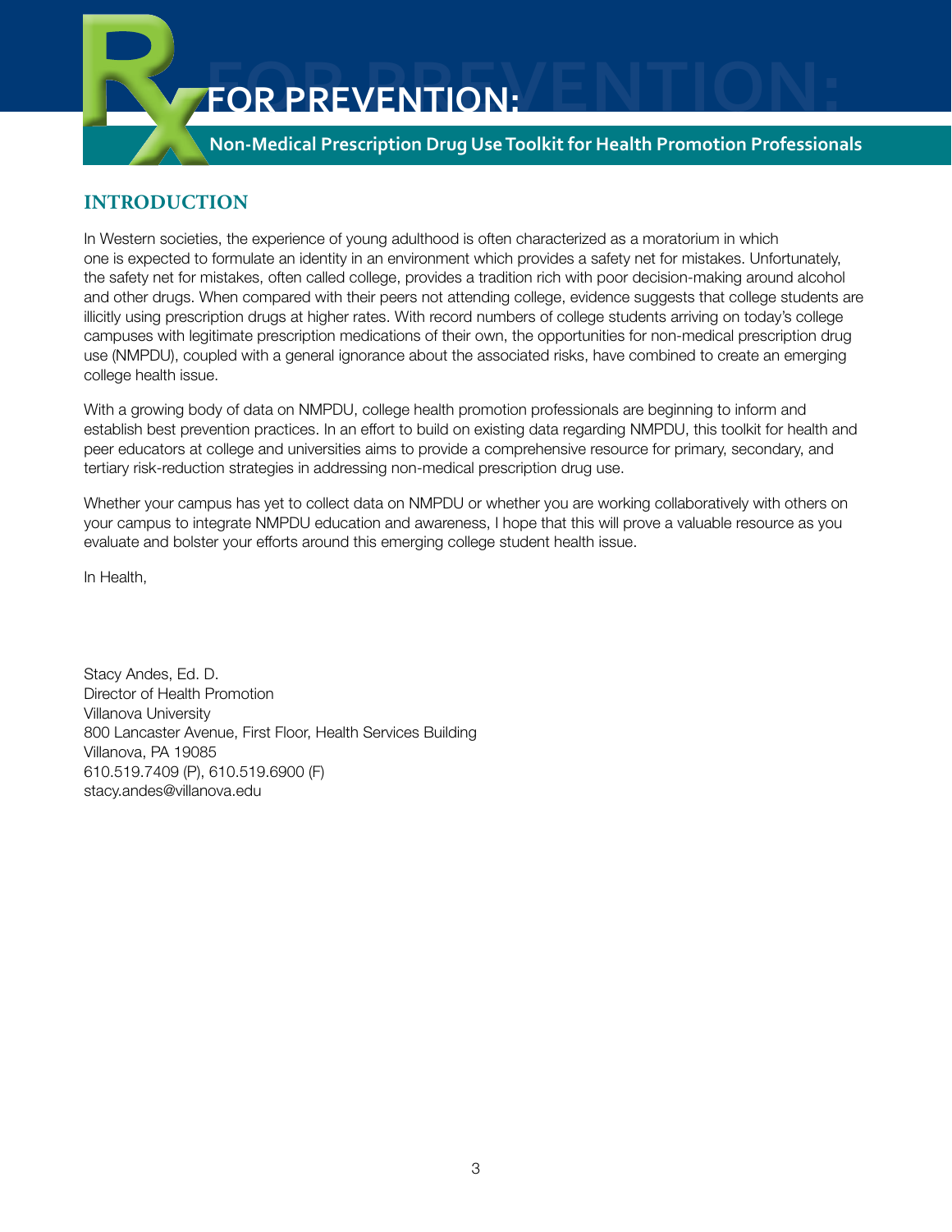# Rx FOR PREVENTION:

**Non-Medical Prescription Drug Use Toolkit for Health Promotion Professionals**

## INTRODUCTION

In Western societies, the experience of young adulthood is often characterized as a moratorium in which one is expected to formulate an identity in an environment which provides a safety net for mistakes. Unfortunately, the safety net for mistakes, often called college, provides a tradition rich with poor decision-making around alcohol and other drugs. When compared with their peers not attending college, evidence suggests that college students are illicitly using prescription drugs at higher rates. With record numbers of college students arriving on today's college campuses with legitimate prescription medications of their own, the opportunities for non-medical prescription drug use (NMPDU), coupled with a general ignorance about the associated risks, have combined to create an emerging college health issue.

With a growing body of data on NMPDU, college health promotion professionals are beginning to inform and establish best prevention practices. In an effort to build on existing data regarding NMPDU, this toolkit for health and peer educators at college and universities aims to provide a comprehensive resource for primary, secondary, and tertiary risk-reduction strategies in addressing non-medical prescription drug use.

Whether your campus has yet to collect data on NMPDU or whether you are working collaboratively with others on your campus to integrate NMPDU education and awareness, I hope that this will prove a valuable resource as you evaluate and bolster your efforts around this emerging college student health issue.

In Health,

Stacy Andes, Ed. D.  
Director of Health Promotion  
Villanova University  
800 Lancaster Avenue, First Floor, Health Services Building  
Villanova, PA 19085  
610.519.7409 (P), 610.519.6900 (F)  
stacy.andes@villanova.edu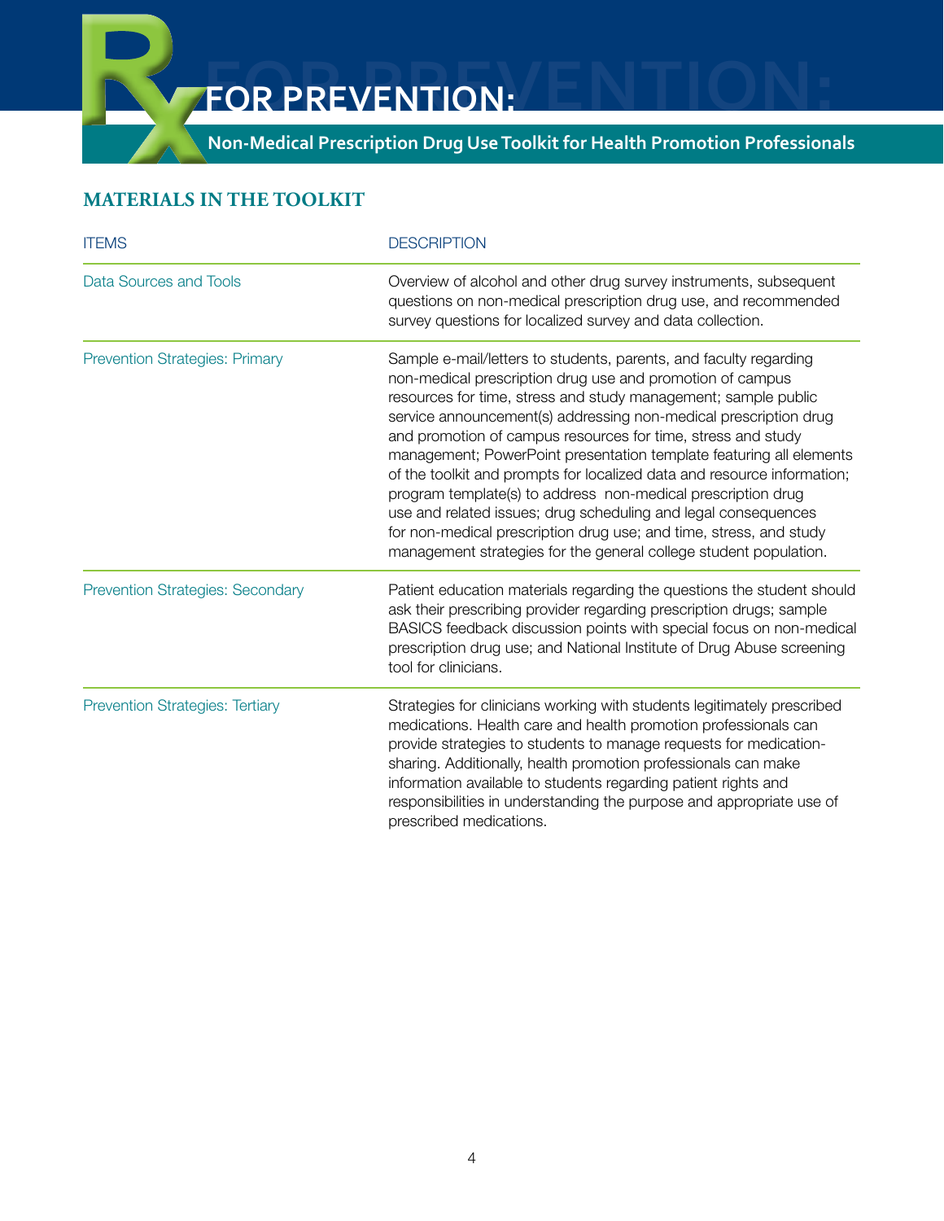## MATERIALS IN THE TOOLKIT

| ITEMS | DESCRIPTION |
|---|---|
| Data Sources and Tools | Overview of alcohol and other drug survey instruments, subsequent questions on non-medical prescription drug use, and recommended survey questions for localized survey and data collection. |
| Prevention Strategies: Primary | Sample e-mail/letters to students, parents, and faculty regarding non-medical prescription drug use and promotion of campus resources for time, stress and study management; sample public service announcement(s) addressing non-medical prescription drug and promotion of campus resources for time, stress and study management; PowerPoint presentation template featuring all elements of the toolkit and prompts for localized data and resource information; program template(s) to address non-medical prescription drug use and related issues; drug scheduling and legal consequences for non-medical prescription drug use; and time, stress, and study management strategies for the general college student population. |
| Prevention Strategies: Secondary | Patient education materials regarding the questions the student should ask their prescribing provider regarding prescription drugs; sample BASICS feedback discussion points with special focus on non-medical prescription drug use; and National Institute of Drug Abuse screening tool for clinicians. |
| Prevention Strategies: Tertiary | Strategies for clinicians working with students legitimately prescribed medications. Health care and health promotion professionals can provide strategies to students to manage requests for medication-sharing. Additionally, health promotion professionals can make information available to students regarding patient rights and responsibilities in understanding the purpose and appropriate use of prescribed medications. |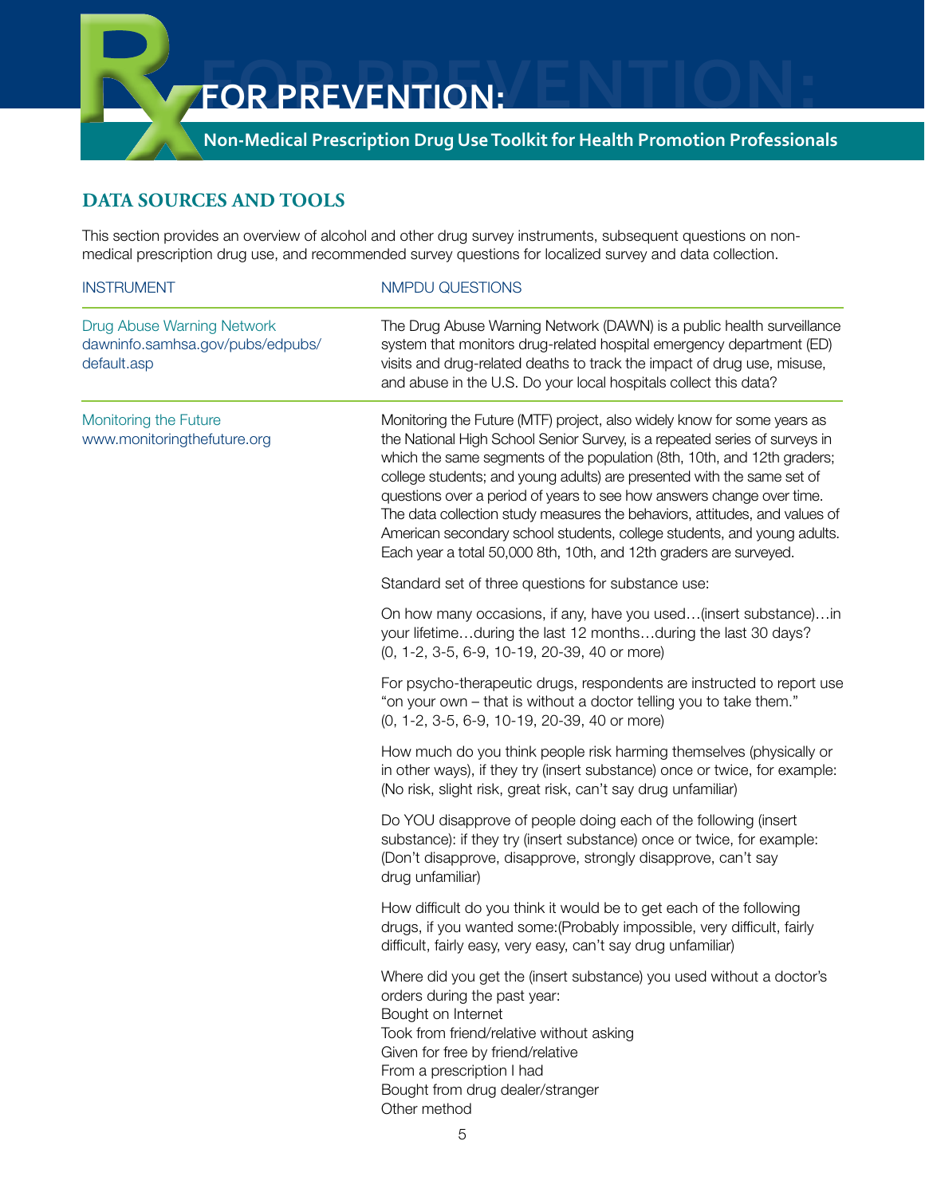## DATA SOURCES AND TOOLS

This section provides an overview of alcohol and other drug survey instruments, subsequent questions on non-medical prescription drug use, and recommended survey questions for localized survey and data collection.

| INSTRUMENT | NMPDU QUESTIONS |
|---|---|
| Drug Abuse Warning Network dawninfo.samhsa.gov/pubs/edpubs/default.asp | The Drug Abuse Warning Network (DAWN) is a public health surveillance system that monitors drug-related hospital emergency department (ED) visits and drug-related deaths to track the impact of drug use, misuse, and abuse in the U.S. Do your local hospitals collect this data? |
| Monitoring the Future www.monitoringthefuture.org | Monitoring the Future (MTF) project, also widely know for some years as the National High School Senior Survey, is a repeated series of surveys in which the same segments of the population (8th, 10th, and 12th graders; college students; and young adults) are presented with the same set of questions over a period of years to see how answers change over time. The data collection study measures the behaviors, attitudes, and values of American secondary school students, college students, and young adults. Each year a total 50,000 8th, 10th, and 12th graders are surveyed.<br><br>Standard set of three questions for substance use:<br><br>On how many occasions, if any, have you used…(insert substance)…in your lifetime…during the last 12 months…during the last 30 days? (0, 1-2, 3-5, 6-9, 10-19, 20-39, 40 or more)<br><br>For psycho-therapeutic drugs, respondents are instructed to report use "on your own – that is without a doctor telling you to take them." (0, 1-2, 3-5, 6-9, 10-19, 20-39, 40 or more)<br><br>How much do you think people risk harming themselves (physically or in other ways), if they try (insert substance) once or twice, for example: (No risk, slight risk, great risk, can't say drug unfamiliar)<br><br>Do YOU disapprove of people doing each of the following (insert substance): if they try (insert substance) once or twice, for example: (Don't disapprove, disapprove, strongly disapprove, can't say drug unfamiliar)<br><br>How difficult do you think it would be to get each of the following drugs, if you wanted some:(Probably impossible, very difficult, fairly difficult, fairly easy, very easy, can't say drug unfamiliar)<br><br>Where did you get the (insert substance) you used without a doctor's orders during the past year:<br>Bought on Internet<br>Took from friend/relative without asking<br>Given for free by friend/relative<br>From a prescription I had<br>Bought from drug dealer/stranger<br>Other method |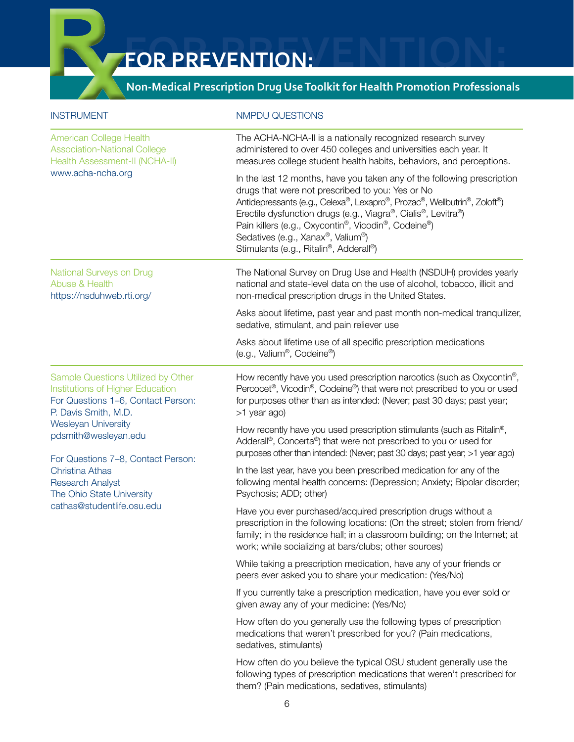| INSTRUMENT | NMPDU QUESTIONS |
|---|---|
| American College Health Association-National College Health Assessment-II (NCHA-II)<br>www.acha-ncha.org | The ACHA-NCHA-II is a nationally recognized research survey administered to over 450 colleges and universities each year. It measures college student health habits, behaviors, and perceptions.<br><br>In the last 12 months, have you taken any of the following prescription drugs that were not prescribed to you: Yes or No<br>Antidepressants (e.g., Celexa®, Lexapro®, Prozac®, Wellbutrin®, Zoloft®)<br>Erectile dysfunction drugs (e.g., Viagra®, Cialis®, Levitra®)<br>Pain killers (e.g., Oxycontin®, Vicodin®, Codeine®)<br>Sedatives (e.g., Xanax®, Valium®)<br>Stimulants (e.g., Ritalin®, Adderall®) |
| National Surveys on Drug Abuse & Health<br>https://nsduhweb.rti.org/ | The National Survey on Drug Use and Health (NSDUH) provides yearly national and state-level data on the use of alcohol, tobacco, illicit and non-medical prescription drugs in the United States.<br><br>Asks about lifetime, past year and past month non-medical tranquilizer, sedative, stimulant, and pain reliever use<br><br>Asks about lifetime use of all specific prescription medications (e.g., Valium®, Codeine®) |
| Sample Questions Utilized by Other Institutions of Higher Education<br>For Questions 1–6, Contact Person:<br>P. Davis Smith, M.D.<br>Wesleyan University<br>pdsmith@wesleyan.edu<br><br>For Questions 7–8, Contact Person:<br>Christina Athas<br>Research Analyst<br>The Ohio State University<br>cathas@studentlife.osu.edu | How recently have you used prescription narcotics (such as Oxycontin®, Percocet®, Vicodin®, Codeine®) that were not prescribed to you or used for purposes other than as intended: (Never; past 30 days; past year; >1 year ago)<br><br>How recently have you used prescription stimulants (such as Ritalin®, Adderall®, Concerta®) that were not prescribed to you or used for purposes other than intended: (Never; past 30 days; past year; >1 year ago)<br><br>In the last year, have you been prescribed medication for any of the following mental health concerns: (Depression; Anxiety; Bipolar disorder; Psychosis; ADD; other)<br><br>Have you ever purchased/acquired prescription drugs without a prescription in the following locations: (On the street; stolen from friend/family; in the residence hall; in a classroom building; on the Internet; at work; while socializing at bars/clubs; other sources)<br><br>While taking a prescription medication, have any of your friends or peers ever asked you to share your medication: (Yes/No)<br><br>If you currently take a prescription medication, have you ever sold or given away any of your medicine: (Yes/No)<br><br>How often do you generally use the following types of prescription medications that weren't prescribed for you? (Pain medications, sedatives, stimulants)<br><br>How often do you believe the typical OSU student generally use the following types of prescription medications that weren't prescribed for them? (Pain medications, sedatives, stimulants) |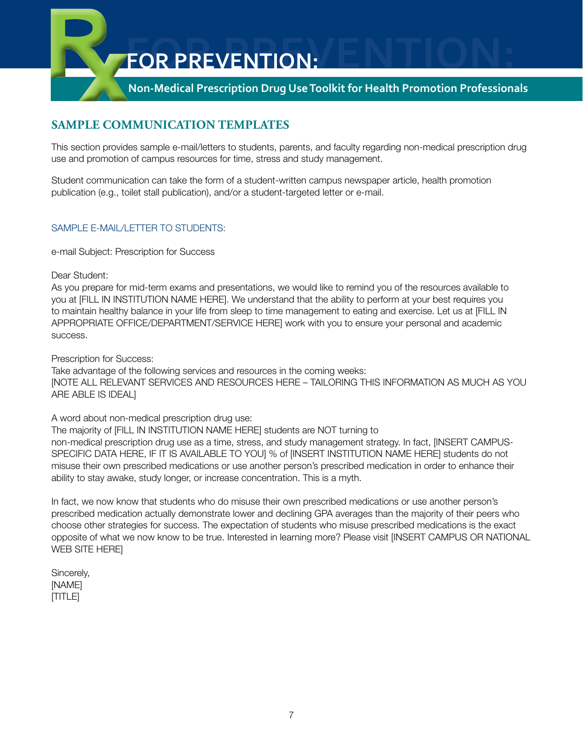## SAMPLE COMMUNICATION TEMPLATES

This section provides sample e-mail/letters to students, parents, and faculty regarding non-medical prescription drug use and promotion of campus resources for time, stress and study management.

Student communication can take the form of a student-written campus newspaper article, health promotion publication (e.g., toilet stall publication), and/or a student-targeted letter or e-mail.

### SAMPLE E-MAIL/LETTER TO STUDENTS:

e-mail Subject: Prescription for Success

Dear Student:
As you prepare for mid-term exams and presentations, we would like to remind you of the resources available to you at [FILL IN INSTITUTION NAME HERE]. We understand that the ability to perform at your best requires you to maintain healthy balance in your life from sleep to time management to eating and exercise. Let us at [FILL IN APPROPRIATE OFFICE/DEPARTMENT/SERVICE HERE] work with you to ensure your personal and academic success.

Prescription for Success:
Take advantage of the following services and resources in the coming weeks:
[NOTE ALL RELEVANT SERVICES AND RESOURCES HERE – TAILORING THIS INFORMATION AS MUCH AS YOU ARE ABLE IS IDEAL]

A word about non-medical prescription drug use:
The majority of [FILL IN INSTITUTION NAME HERE] students are NOT turning to non-medical prescription drug use as a time, stress, and study management strategy. In fact, [INSERT CAMPUS-SPECIFIC DATA HERE, IF IT IS AVAILABLE TO YOU] % of [INSERT INSTITUTION NAME HERE] students do not misuse their own prescribed medications or use another person's prescribed medication in order to enhance their ability to stay awake, study longer, or increase concentration. This is a myth.

In fact, we now know that students who do misuse their own prescribed medications or use another person's prescribed medication actually demonstrate lower and declining GPA averages than the majority of their peers who choose other strategies for success. The expectation of students who misuse prescribed medications is the exact opposite of what we now know to be true. Interested in learning more? Please visit [INSERT CAMPUS OR NATIONAL WEB SITE HERE]

Sincerely,
[NAME]
[TITLE]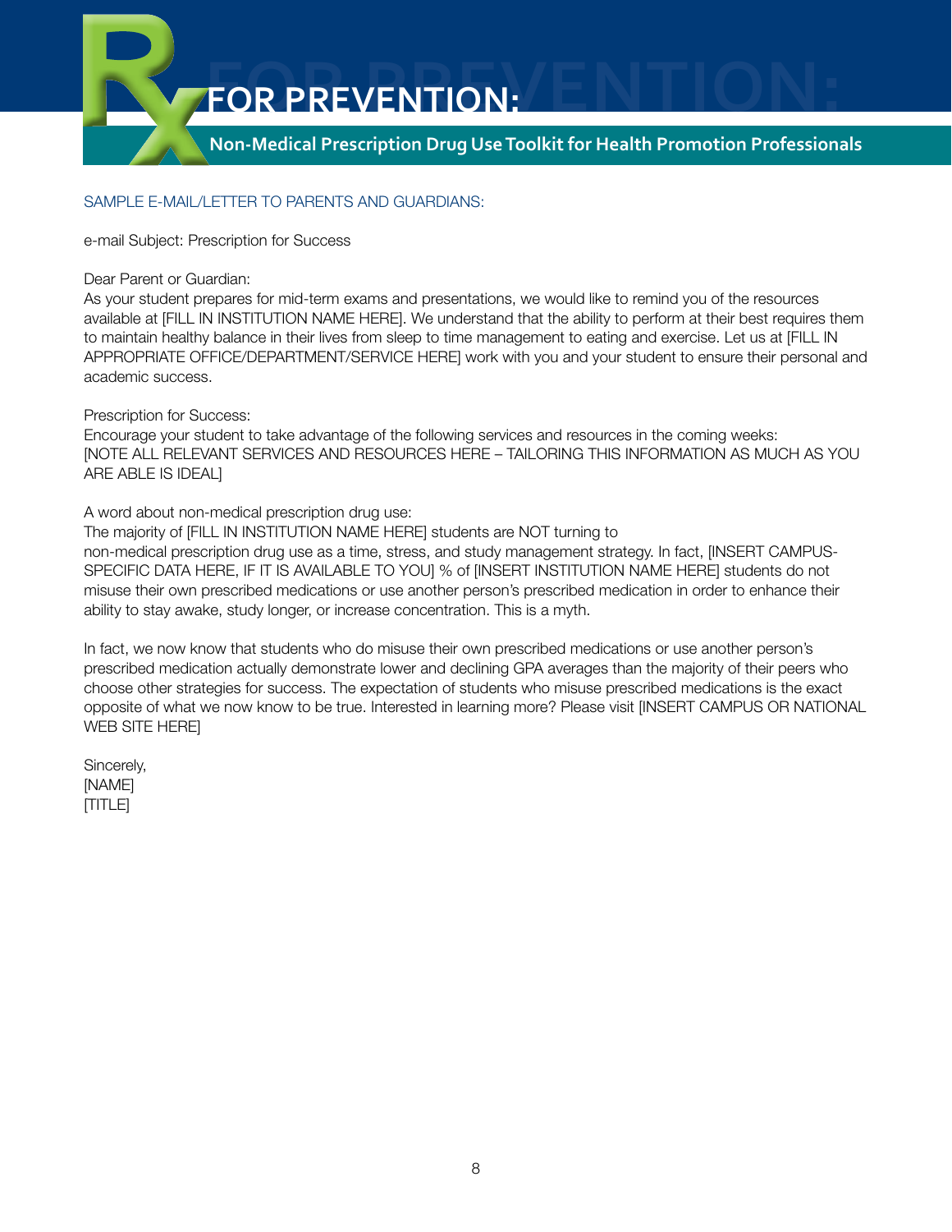SAMPLE E-MAIL/LETTER TO PARENTS AND GUARDIANS:

e-mail Subject: Prescription for Success

Dear Parent or Guardian:
As your student prepares for mid-term exams and presentations, we would like to remind you of the resources available at [FILL IN INSTITUTION NAME HERE]. We understand that the ability to perform at their best requires them to maintain healthy balance in their lives from sleep to time management to eating and exercise. Let us at [FILL IN APPROPRIATE OFFICE/DEPARTMENT/SERVICE HERE] work with you and your student to ensure their personal and academic success.

Prescription for Success:
Encourage your student to take advantage of the following services and resources in the coming weeks:
[NOTE ALL RELEVANT SERVICES AND RESOURCES HERE – TAILORING THIS INFORMATION AS MUCH AS YOU ARE ABLE IS IDEAL]

A word about non-medical prescription drug use:
The majority of [FILL IN INSTITUTION NAME HERE] students are NOT turning to non-medical prescription drug use as a time, stress, and study management strategy. In fact, [INSERT CAMPUS-SPECIFIC DATA HERE, IF IT IS AVAILABLE TO YOU] % of [INSERT INSTITUTION NAME HERE] students do not misuse their own prescribed medications or use another person's prescribed medication in order to enhance their ability to stay awake, study longer, or increase concentration. This is a myth.

In fact, we now know that students who do misuse their own prescribed medications or use another person's prescribed medication actually demonstrate lower and declining GPA averages than the majority of their peers who choose other strategies for success. The expectation of students who misuse prescribed medications is the exact opposite of what we now know to be true. Interested in learning more? Please visit [INSERT CAMPUS OR NATIONAL WEB SITE HERE]

Sincerely,
[NAME]
[TITLE]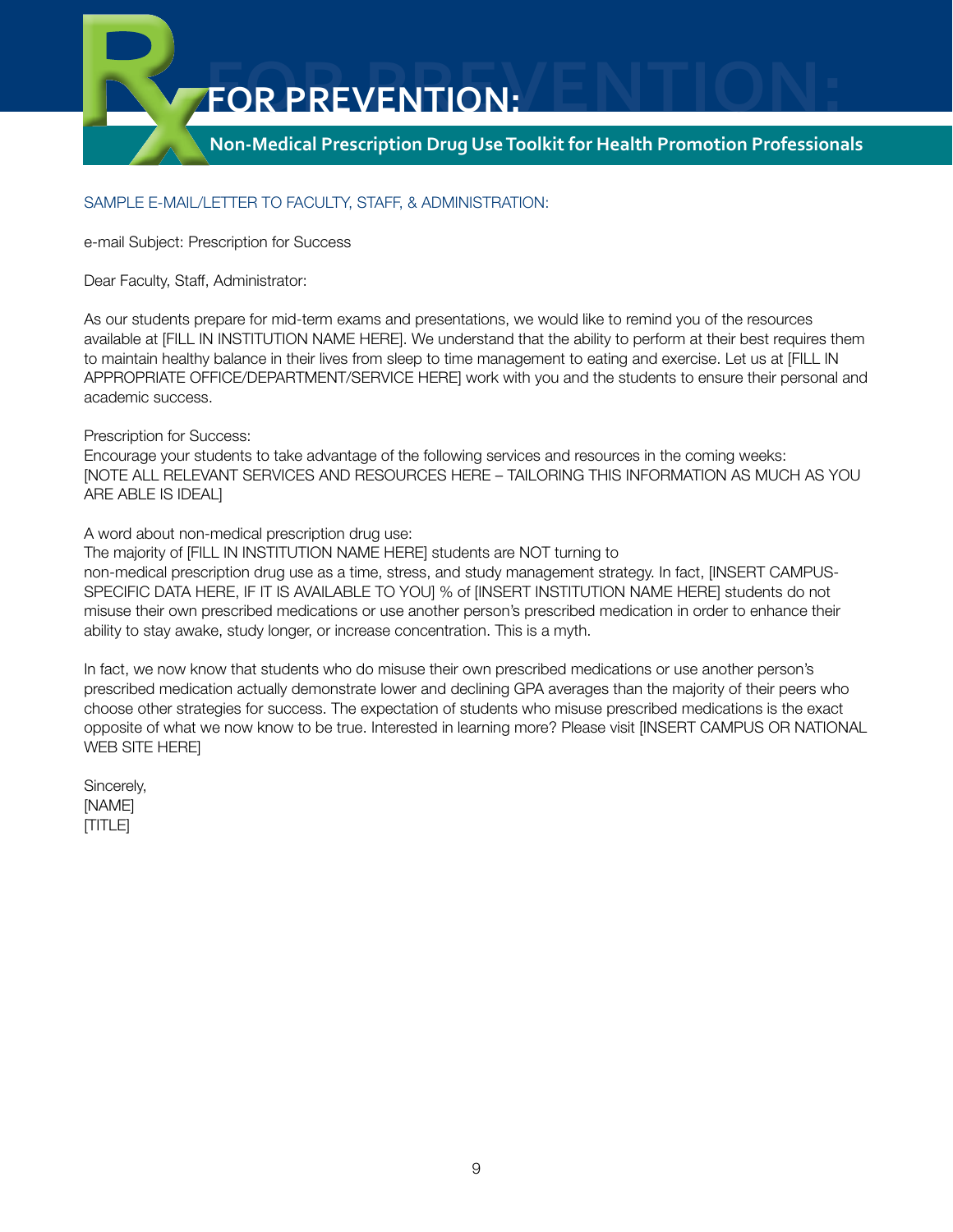SAMPLE E-MAIL/LETTER TO FACULTY, STAFF, & ADMINISTRATION:

e-mail Subject: Prescription for Success

Dear Faculty, Staff, Administrator:

As our students prepare for mid-term exams and presentations, we would like to remind you of the resources available at [FILL IN INSTITUTION NAME HERE]. We understand that the ability to perform at their best requires them to maintain healthy balance in their lives from sleep to time management to eating and exercise. Let us at [FILL IN APPROPRIATE OFFICE/DEPARTMENT/SERVICE HERE] work with you and the students to ensure their personal and academic success.

Prescription for Success:
Encourage your students to take advantage of the following services and resources in the coming weeks: [NOTE ALL RELEVANT SERVICES AND RESOURCES HERE – TAILORING THIS INFORMATION AS MUCH AS YOU ARE ABLE IS IDEAL]

A word about non-medical prescription drug use:
The majority of [FILL IN INSTITUTION NAME HERE] students are NOT turning to non-medical prescription drug use as a time, stress, and study management strategy. In fact, [INSERT CAMPUS-SPECIFIC DATA HERE, IF IT IS AVAILABLE TO YOU] % of [INSERT INSTITUTION NAME HERE] students do not misuse their own prescribed medications or use another person's prescribed medication in order to enhance their ability to stay awake, study longer, or increase concentration. This is a myth.

In fact, we now know that students who do misuse their own prescribed medications or use another person's prescribed medication actually demonstrate lower and declining GPA averages than the majority of their peers who choose other strategies for success. The expectation of students who misuse prescribed medications is the exact opposite of what we now know to be true. Interested in learning more? Please visit [INSERT CAMPUS OR NATIONAL WEB SITE HERE]

Sincerely,
[NAME]
[TITLE]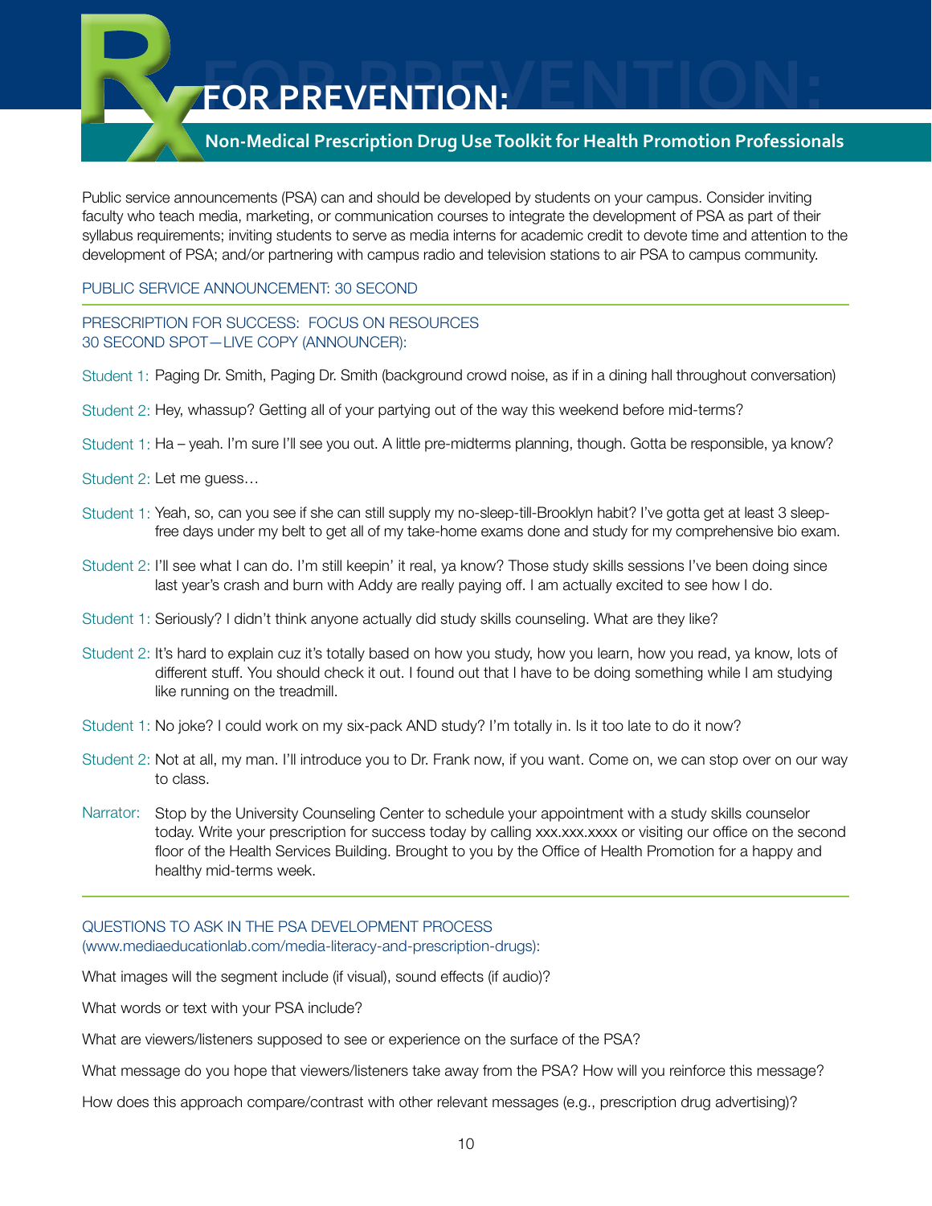Public service announcements (PSA) can and should be developed by students on your campus. Consider inviting faculty who teach media, marketing, or communication courses to integrate the development of PSA as part of their syllabus requirements; inviting students to serve as media interns for academic credit to devote time and attention to the development of PSA; and/or partnering with campus radio and television stations to air PSA to campus community.

## PUBLIC SERVICE ANNOUNCEMENT: 30 SECOND

### PRESCRIPTION FOR SUCCESS: FOCUS ON RESOURCES
### 30 SECOND SPOT—LIVE COPY (ANNOUNCER):

Student 1: Paging Dr. Smith, Paging Dr. Smith (background crowd noise, as if in a dining hall throughout conversation)

Student 2: Hey, whassup? Getting all of your partying out of the way this weekend before mid-terms?

Student 1: Ha – yeah. I'm sure I'll see you out. A little pre-midterms planning, though. Gotta be responsible, ya know?

Student 2: Let me guess…

Student 1: Yeah, so, can you see if she can still supply my no-sleep-till-Brooklyn habit? I've gotta get at least 3 sleep-free days under my belt to get all of my take-home exams done and study for my comprehensive bio exam.

Student 2: I'll see what I can do. I'm still keepin' it real, ya know? Those study skills sessions I've been doing since last year's crash and burn with Addy are really paying off. I am actually excited to see how I do.

Student 1: Seriously? I didn't think anyone actually did study skills counseling. What are they like?

Student 2: It's hard to explain cuz it's totally based on how you study, how you learn, how you read, ya know, lots of different stuff. You should check it out. I found out that I have to be doing something while I am studying like running on the treadmill.

Student 1: No joke? I could work on my six-pack AND study? I'm totally in. Is it too late to do it now?

Student 2: Not at all, my man. I'll introduce you to Dr. Frank now, if you want. Come on, we can stop over on our way to class.

Narrator: Stop by the University Counseling Center to schedule your appointment with a study skills counselor today. Write your prescription for success today by calling xxx.xxx.xxxx or visiting our office on the second floor of the Health Services Building. Brought to you by the Office of Health Promotion for a happy and healthy mid-terms week.

---

### QUESTIONS TO ASK IN THE PSA DEVELOPMENT PROCESS (www.mediaeducationlab.com/media-literacy-and-prescription-drugs):

What images will the segment include (if visual), sound effects (if audio)?

What words or text with your PSA include?

What are viewers/listeners supposed to see or experience on the surface of the PSA?

What message do you hope that viewers/listeners take away from the PSA? How will you reinforce this message?

How does this approach compare/contrast with other relevant messages (e.g., prescription drug advertising)?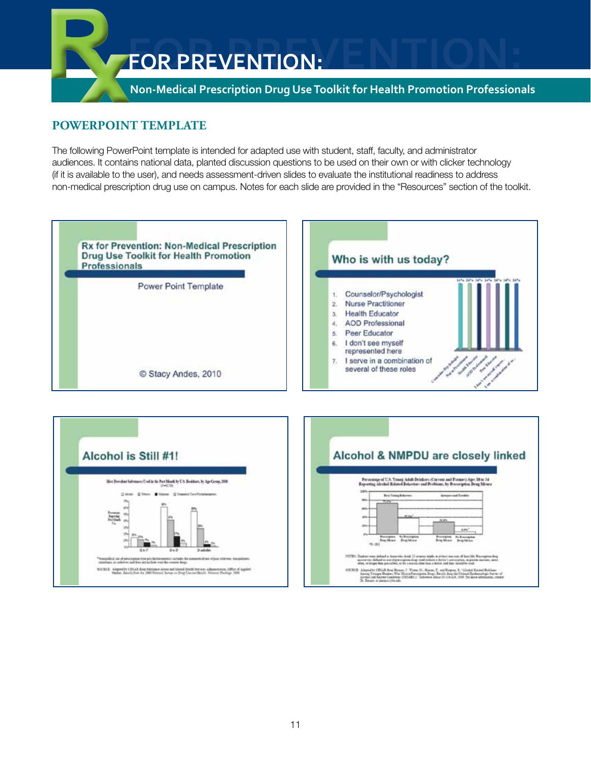## POWERPOINT TEMPLATE

The following PowerPoint template is intended for adapted use with student, staff, faculty, and administrator audiences. It contains national data, planted discussion questions to be used on their own or with clicker technology (if it is available to the user), and needs assessment-driven slides to evaluate the institutional readiness to address non-medical prescription drug use on campus. Notes for each slide are provided in the "Resources" section of the toolkit.

**Rx for Prevention: Non-Medical Prescription Drug Use Toolkit for Health Promotion Professionals**

Power Point Template

© Stacy Andes, 2010

**Who is with us today?**

1. Counselor/Psychologist
2. Nurse Practitioner
3. Health Educator
4. AOD Professional
5. Peer Educator
6. I don't see myself represented here
7. I serve in a combination of several of these roles

**Alcohol is Still #1!**

**Alcohol & NMPDU are closely linked**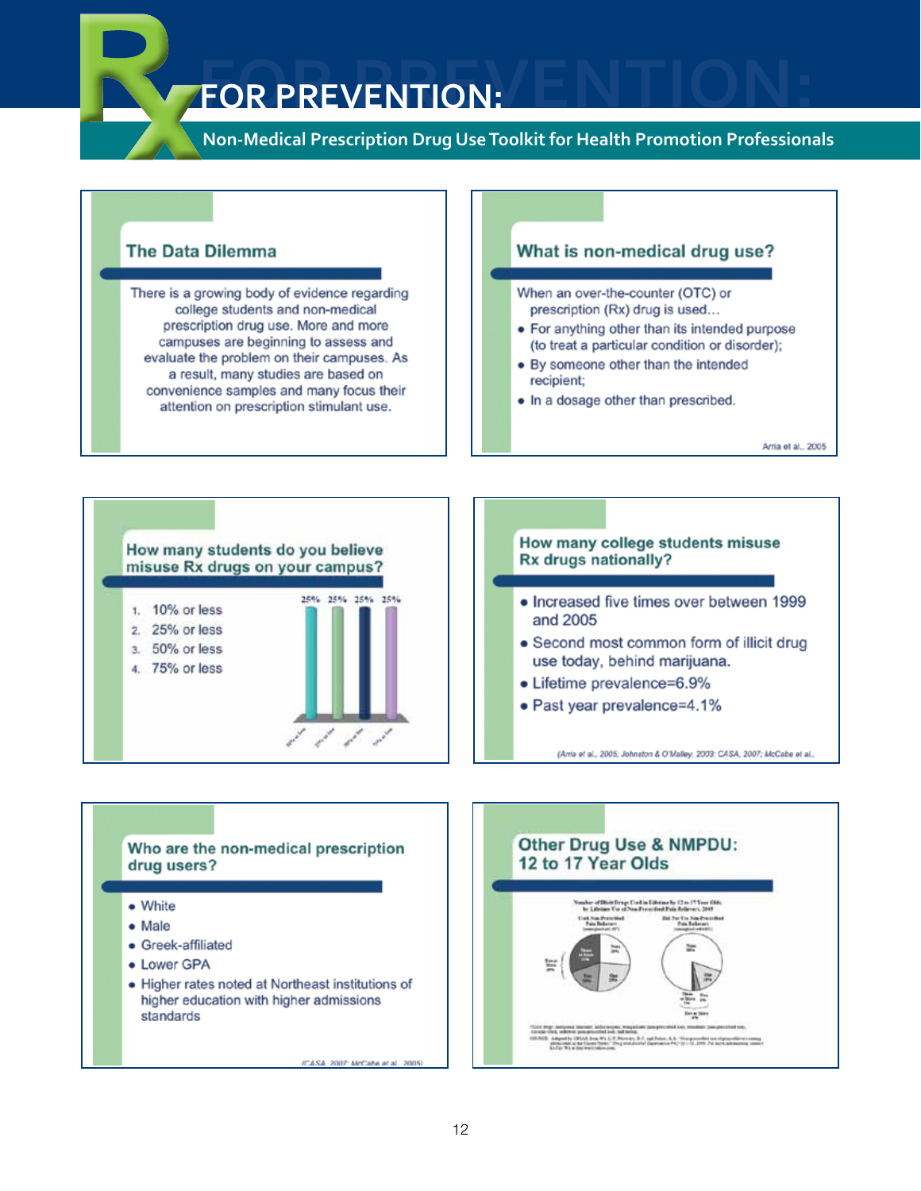## The Data Dilemma

There is a growing body of evidence regarding college students and non-medical prescription drug use. More and more campuses are beginning to assess and evaluate the problem on their campuses. As a result, many studies are based on convenience samples and many focus their attention on prescription stimulant use.

## What is non-medical drug use?

When an over-the-counter (OTC) or prescription (Rx) drug is used…

- For anything other than its intended purpose (to treat a particular condition or disorder);
- By someone other than the intended recipient;
- In a dosage other than prescribed.

Arria et al., 2005

## How many students do you believe misuse Rx drugs on your campus?

1. 10% or less
2. 25% or less
3. 50% or less
4. 75% or less

25% 25% 25% 25%

## How many college students misuse Rx drugs nationally?

- Increased five times over between 1999 and 2005
- Second most common form of illicit drug use today, behind marijuana.
- Lifetime prevalence=6.9%
- Past year prevalence=4.1%

(Arria et al., 2005; Johnston & O'Malley, 2003; CASA, 2007; McCabe et al.,

## Who are the non-medical prescription drug users?

- White
- Male
- Greek-affiliated
- Lower GPA
- Higher rates noted at Northeast institutions of higher education with higher admissions standards

(CASA, 2007; McCabe et al., 2005)

## Other Drug Use & NMPDU: 12 to 17 Year Olds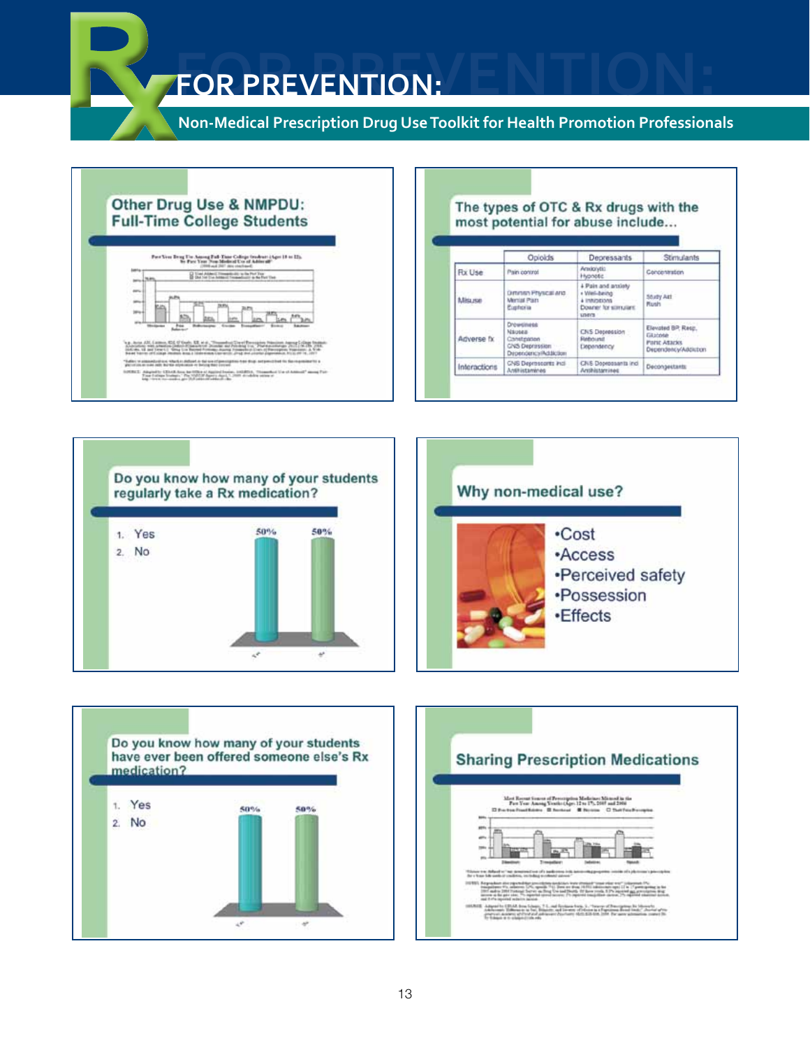# Rx FOR PREVENTION:

## Non-Medical Prescription Drug Use Toolkit for Health Promotion Professionals

### Other Drug Use & NMPDU: Full-Time College Students

### The types of OTC & Rx drugs with the most potential for abuse include…

| | Opioids | Depressants | Stimulants |
|---|---|---|---|
| Rx Use | Pain control | Anxiolytic Hypnotic | Concentration |
| Misuse | Diminish Physical and Mental Pain Euphoria | ↓ Pain and anxiety ↑ Well-being ↓ Inhibitions Downer for stimulant users | Study Aid Rush |
| Adverse fx | Drowsiness Nausea Constipation CNS Depression Dependency/Addiction | CNS Depression Rebound Dependency | Elevated BP, Resp, Glucose Panic Attacks Dependency/Addiction |
| Interactions | CNS Depressants incl Antihistamines | CNS Depressants incl Antihistamines | Decongestants |

### Do you know how many of your students regularly take a Rx medication?

1. Yes
2. No

50% 50%

### Why non-medical use?

- Cost
- Access
- Perceived safety
- Possession
- Effects

### Do you know how many of your students have ever been offered someone else's Rx medication?

1. Yes
2. No

50% 50%

### Sharing Prescription Medications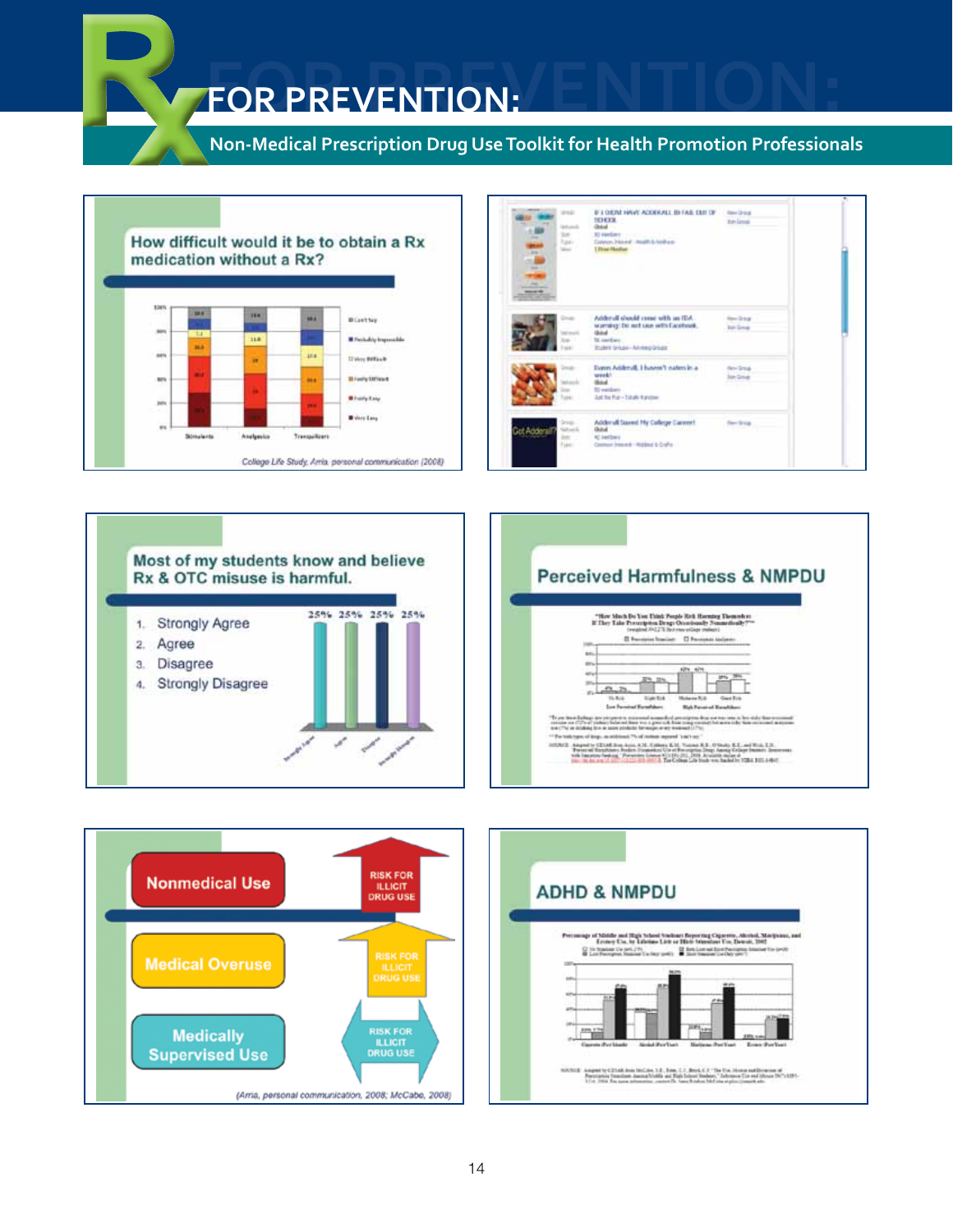# FOR PREVENTION:

Non-Medical Prescription Drug Use Toolkit for Health Promotion Professionals

## How difficult would it be to obtain a Rx medication without a Rx?

College Life Study, Arria, personal communication (2008)

## Most of my students know and believe Rx & OTC misuse is harmful.

1. Strongly Agree
2. Agree
3. Disagree
4. Strongly Disagree

## Perceived Harmfulness & NMPDU

Nonmedical Use — RISK FOR ILLICIT DRUG USE

Medical Overuse — RISK FOR ILLICIT DRUG USE

Medically Supervised Use — RISK FOR ILLICIT DRUG USE

(Arria, personal communication, 2008; McCabe, 2008)

## ADHD & NMPDU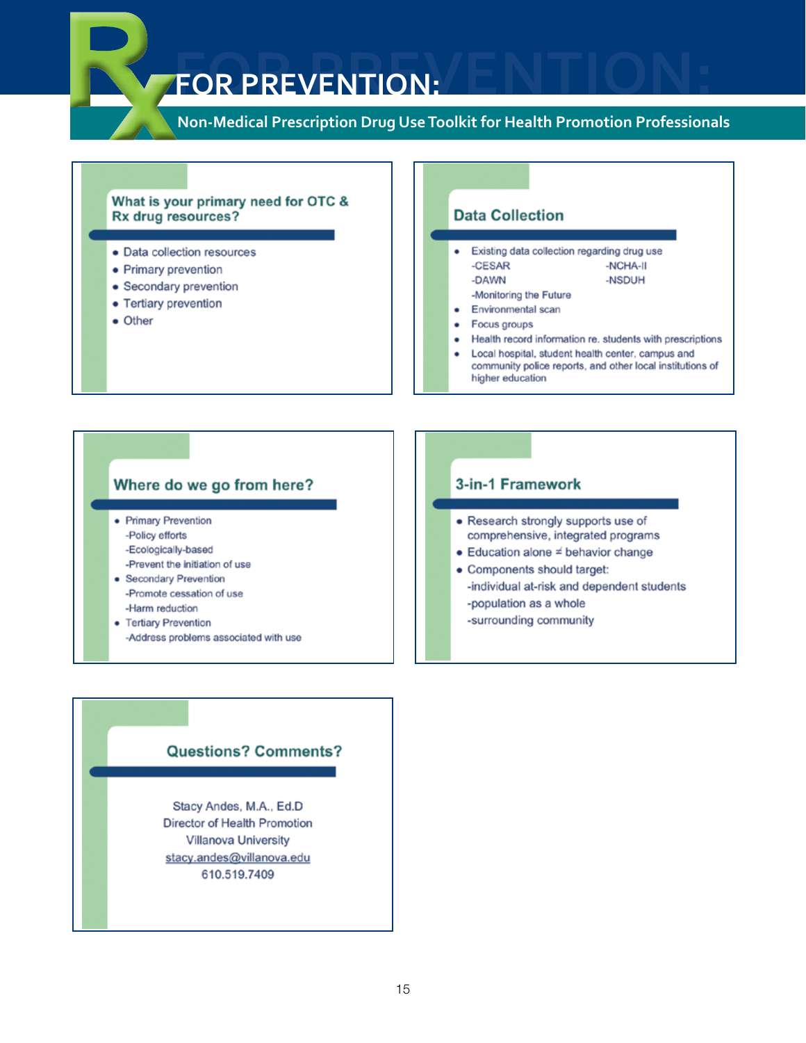## What is your primary need for OTC & Rx drug resources?

- Data collection resources
- Primary prevention
- Secondary prevention
- Tertiary prevention
- Other

## Data Collection

- Existing data collection regarding drug use
  - -CESAR
  - -NCHA-II
  - -DAWN
  - -NSDUH
  - -Monitoring the Future
- Environmental scan
- Focus groups
- Health record information re. students with prescriptions
- Local hospital, student health center, campus and community police reports, and other local institutions of higher education

## Where do we go from here?

- Primary Prevention
  - -Policy efforts
  - -Ecologically-based
  - -Prevent the initiation of use
- Secondary Prevention
  - -Promote cessation of use
  - -Harm reduction
- Tertiary Prevention
  - -Address problems associated with use

## 3-in-1 Framework

- Research strongly supports use of comprehensive, integrated programs
- Education alone ≠ behavior change
- Components should target:
  - -individual at-risk and dependent students
  - -population as a whole
  - -surrounding community

## Questions? Comments?

Stacy Andes, M.A., Ed.D
Director of Health Promotion
Villanova University
stacy.andes@villanova.edu
610.519.7409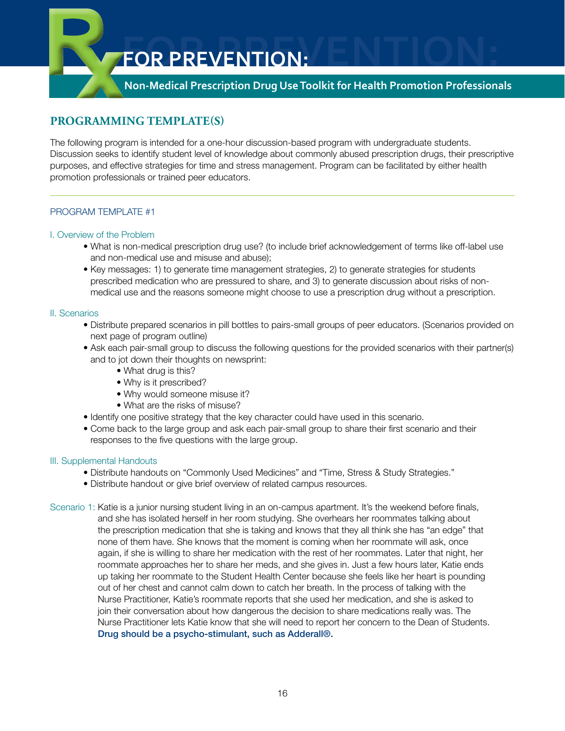## PROGRAMMING TEMPLATE(S)

The following program is intended for a one-hour discussion-based program with undergraduate students. Discussion seeks to identify student level of knowledge about commonly abused prescription drugs, their prescriptive purposes, and effective strategies for time and stress management. Program can be facilitated by either health promotion professionals or trained peer educators.

---

### PROGRAM TEMPLATE #1

#### I. Overview of the Problem

- What is non-medical prescription drug use? (to include brief acknowledgement of terms like off-label use and non-medical use and misuse and abuse);
- Key messages: 1) to generate time management strategies, 2) to generate strategies for students prescribed medication who are pressured to share, and 3) to generate discussion about risks of non-medical use and the reasons someone might choose to use a prescription drug without a prescription.

#### II. Scenarios

- Distribute prepared scenarios in pill bottles to pairs-small groups of peer educators. (Scenarios provided on next page of program outline)
- Ask each pair-small group to discuss the following questions for the provided scenarios with their partner(s) and to jot down their thoughts on newsprint:
    - What drug is this?
    - Why is it prescribed?
    - Why would someone misuse it?
    - What are the risks of misuse?
- Identify one positive strategy that the key character could have used in this scenario.
- Come back to the large group and ask each pair-small group to share their first scenario and their responses to the five questions with the large group.

#### III. Supplemental Handouts

- Distribute handouts on "Commonly Used Medicines" and "Time, Stress & Study Strategies."
- Distribute handout or give brief overview of related campus resources.

Scenario 1: Katie is a junior nursing student living in an on-campus apartment. It's the weekend before finals, and she has isolated herself in her room studying. She overhears her roommates talking about the prescription medication that she is taking and knows that they all think she has "an edge" that none of them have. She knows that the moment is coming when her roommate will ask, once again, if she is willing to share her medication with the rest of her roommates. Later that night, her roommate approaches her to share her meds, and she gives in. Just a few hours later, Katie ends up taking her roommate to the Student Health Center because she feels like her heart is pounding out of her chest and cannot calm down to catch her breath. In the process of talking with the Nurse Practitioner, Katie's roommate reports that she used her medication, and she is asked to join their conversation about how dangerous the decision to share medications really was. The Nurse Practitioner lets Katie know that she will need to report her concern to the Dean of Students. **Drug should be a psycho-stimulant, such as Adderall®.**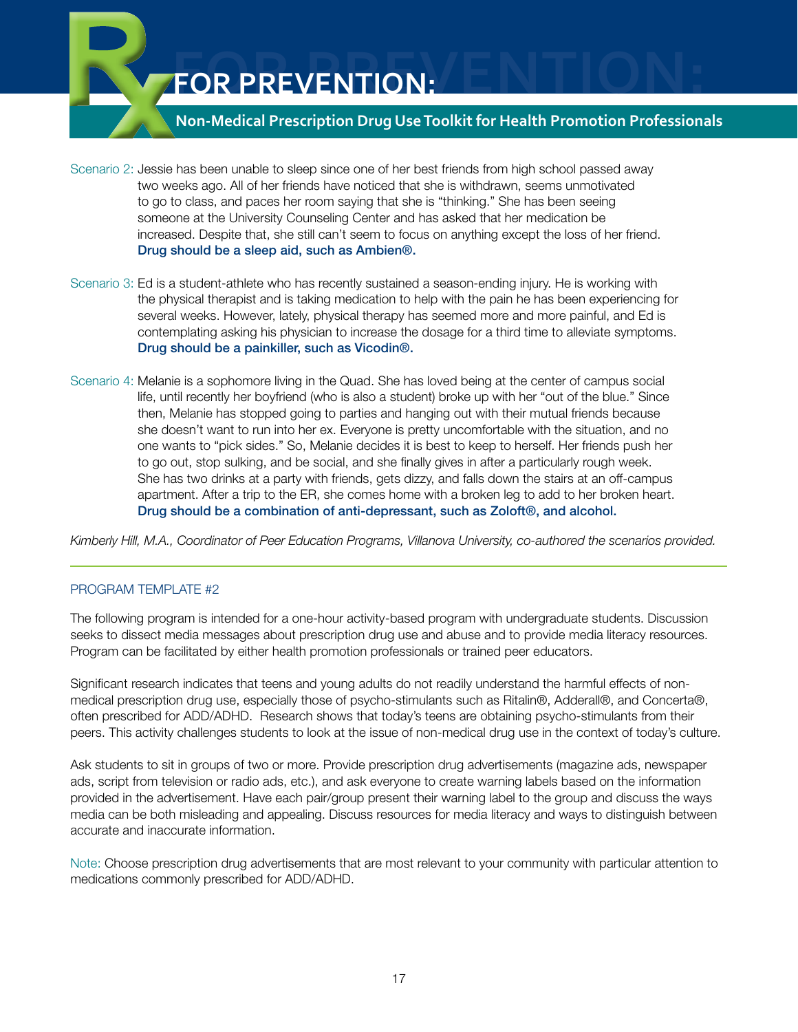Scenario 2: Jessie has been unable to sleep since one of her best friends from high school passed away two weeks ago. All of her friends have noticed that she is withdrawn, seems unmotivated to go to class, and paces her room saying that she is "thinking." She has been seeing someone at the University Counseling Center and has asked that her medication be increased. Despite that, she still can't seem to focus on anything except the loss of her friend. **Drug should be a sleep aid, such as Ambien®.**

Scenario 3: Ed is a student-athlete who has recently sustained a season-ending injury. He is working with the physical therapist and is taking medication to help with the pain he has been experiencing for several weeks. However, lately, physical therapy has seemed more and more painful, and Ed is contemplating asking his physician to increase the dosage for a third time to alleviate symptoms. **Drug should be a painkiller, such as Vicodin®.**

Scenario 4: Melanie is a sophomore living in the Quad. She has loved being at the center of campus social life, until recently her boyfriend (who is also a student) broke up with her "out of the blue." Since then, Melanie has stopped going to parties and hanging out with their mutual friends because she doesn't want to run into her ex. Everyone is pretty uncomfortable with the situation, and no one wants to "pick sides." So, Melanie decides it is best to keep to herself. Her friends push her to go out, stop sulking, and be social, and she finally gives in after a particularly rough week. She has two drinks at a party with friends, gets dizzy, and falls down the stairs at an off-campus apartment. After a trip to the ER, she comes home with a broken leg to add to her broken heart. **Drug should be a combination of anti-depressant, such as Zoloft®, and alcohol.**

*Kimberly Hill, M.A., Coordinator of Peer Education Programs, Villanova University, co-authored the scenarios provided.*

---

## PROGRAM TEMPLATE #2

The following program is intended for a one-hour activity-based program with undergraduate students. Discussion seeks to dissect media messages about prescription drug use and abuse and to provide media literacy resources. Program can be facilitated by either health promotion professionals or trained peer educators.

Significant research indicates that teens and young adults do not readily understand the harmful effects of non-medical prescription drug use, especially those of psycho-stimulants such as Ritalin®, Adderall®, and Concerta®, often prescribed for ADD/ADHD. Research shows that today's teens are obtaining psycho-stimulants from their peers. This activity challenges students to look at the issue of non-medical drug use in the context of today's culture.

Ask students to sit in groups of two or more. Provide prescription drug advertisements (magazine ads, newspaper ads, script from television or radio ads, etc.), and ask everyone to create warning labels based on the information provided in the advertisement. Have each pair/group present their warning label to the group and discuss the ways media can be both misleading and appealing. Discuss resources for media literacy and ways to distinguish between accurate and inaccurate information.

Note: Choose prescription drug advertisements that are most relevant to your community with particular attention to medications commonly prescribed for ADD/ADHD.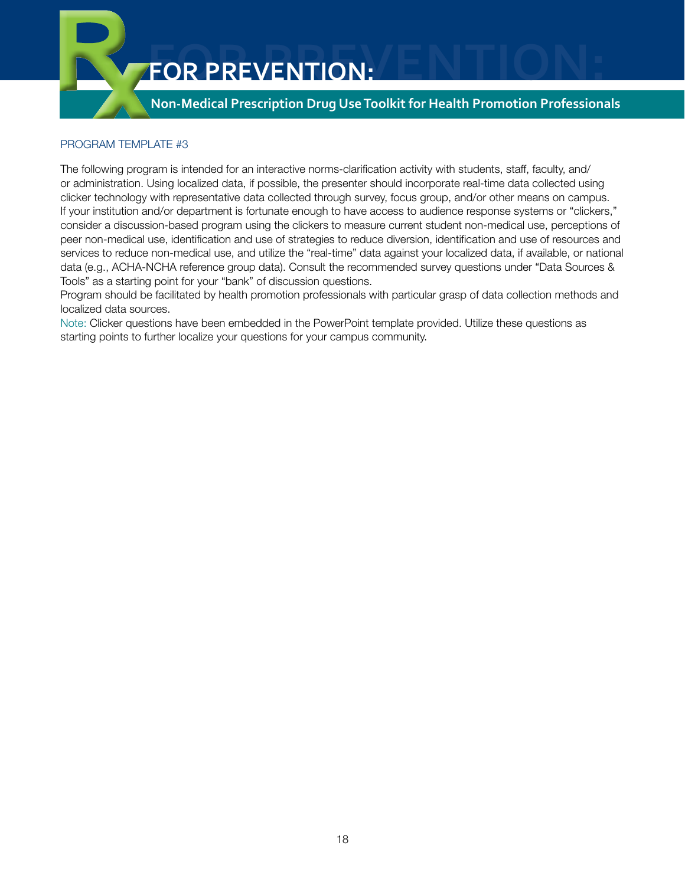PROGRAM TEMPLATE #3

The following program is intended for an interactive norms-clarification activity with students, staff, faculty, and/or administration. Using localized data, if possible, the presenter should incorporate real-time data collected using clicker technology with representative data collected through survey, focus group, and/or other means on campus. If your institution and/or department is fortunate enough to have access to audience response systems or "clickers," consider a discussion-based program using the clickers to measure current student non-medical use, perceptions of peer non-medical use, identification and use of strategies to reduce diversion, identification and use of resources and services to reduce non-medical use, and utilize the "real-time" data against your localized data, if available, or national data (e.g., ACHA-NCHA reference group data). Consult the recommended survey questions under "Data Sources & Tools" as a starting point for your "bank" of discussion questions.

Program should be facilitated by health promotion professionals with particular grasp of data collection methods and localized data sources.

Note: Clicker questions have been embedded in the PowerPoint template provided. Utilize these questions as starting points to further localize your questions for your campus community.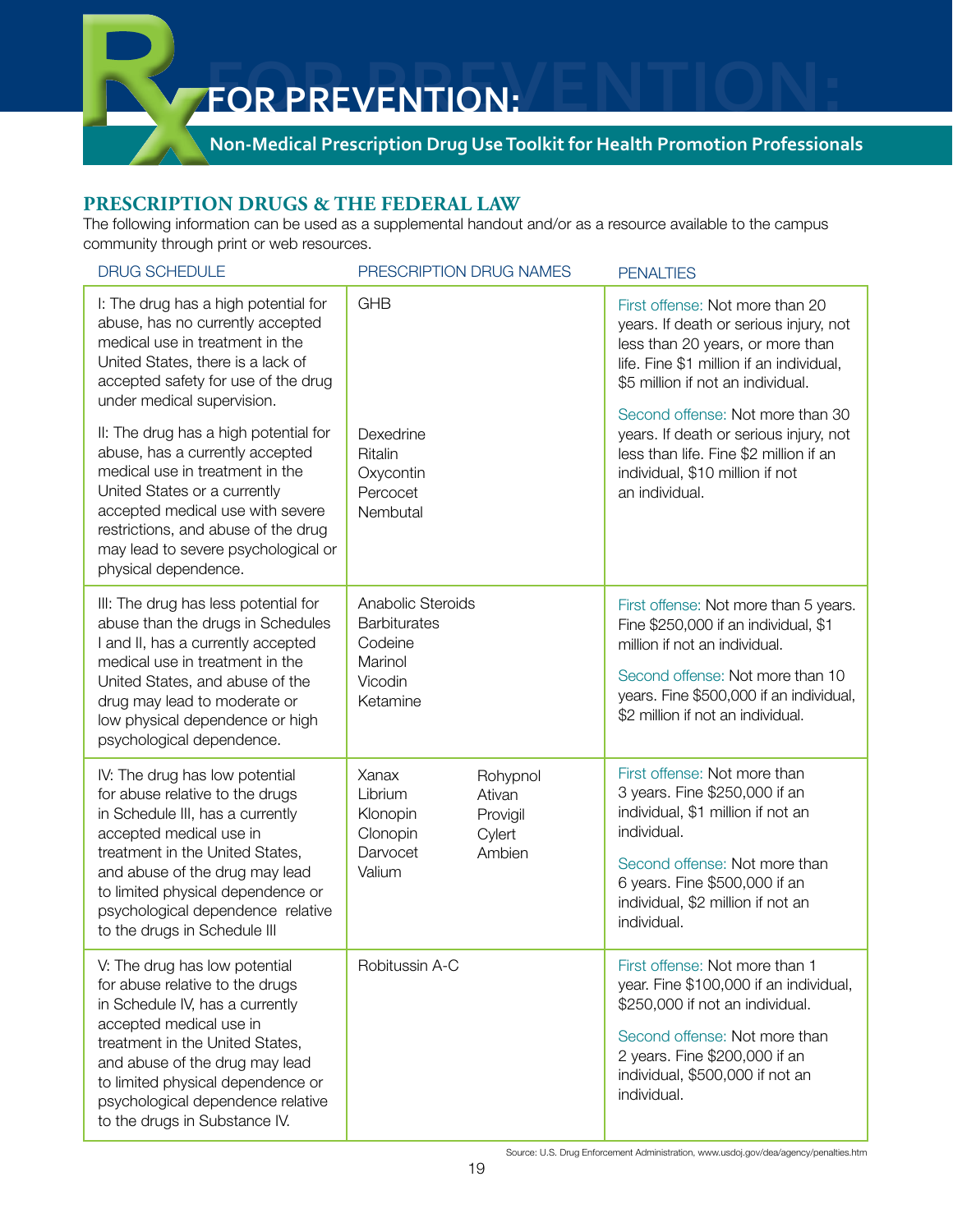# Rx FOR PREVENTION:

**Non-Medical Prescription Drug Use Toolkit for Health Promotion Professionals**

## PRESCRIPTION DRUGS & THE FEDERAL LAW

The following information can be used as a supplemental handout and/or as a resource available to the campus community through print or web resources.

| DRUG SCHEDULE | PRESCRIPTION DRUG NAMES | PENALTIES |
|---|---|---|
| I: The drug has a high potential for abuse, has no currently accepted medical use in treatment in the United States, there is a lack of accepted safety for use of the drug under medical supervision.<br><br>II: The drug has a high potential for abuse, has a currently accepted medical use in treatment in the United States or a currently accepted medical use with severe restrictions, and abuse of the drug may lead to severe psychological or physical dependence. | GHB<br><br>Dexedrine<br>Ritalin<br>Oxycontin<br>Percocet<br>Nembutal | First offense: Not more than 20 years. If death or serious injury, not less than 20 years, or more than life. Fine $1 million if an individual, $5 million if not an individual.<br><br>Second offense: Not more than 30 years. If death or serious injury, not less than life. Fine $2 million if an individual, $10 million if not an individual. |
| III: The drug has less potential for abuse than the drugs in Schedules I and II, has a currently accepted medical use in treatment in the United States, and abuse of the drug may lead to moderate or low physical dependence or high psychological dependence. | Anabolic Steroids<br>Barbiturates<br>Codeine<br>Marinol<br>Vicodin<br>Ketamine | First offense: Not more than 5 years. Fine $250,000 if an individual, $1 million if not an individual.<br><br>Second offense: Not more than 10 years. Fine $500,000 if an individual, $2 million if not an individual. |
| IV: The drug has low potential for abuse relative to the drugs in Schedule III, has a currently accepted medical use in treatment in the United States, and abuse of the drug may lead to limited physical dependence or psychological dependence relative to the drugs in Schedule III | Xanax<br>Librium<br>Klonopin<br>Clonopin<br>Darvocet<br>Valium<br>Rohypnol<br>Ativan<br>Provigil<br>Cylert<br>Ambien | First offense: Not more than 3 years. Fine $250,000 if an individual, $1 million if not an individual.<br><br>Second offense: Not more than 6 years. Fine $500,000 if an individual, $2 million if not an individual. |
| V: The drug has low potential for abuse relative to the drugs in Schedule IV, has a currently accepted medical use in treatment in the United States, and abuse of the drug may lead to limited physical dependence or psychological dependence relative to the drugs in Substance IV. | Robitussin A-C | First offense: Not more than 1 year. Fine $100,000 if an individual, $250,000 if not an individual.<br><br>Second offense: Not more than 2 years. Fine $200,000 if an individual, $500,000 if not an individual. |

Source: U.S. Drug Enforcement Administration, www.usdoj.gov/dea/agency/penalties.htm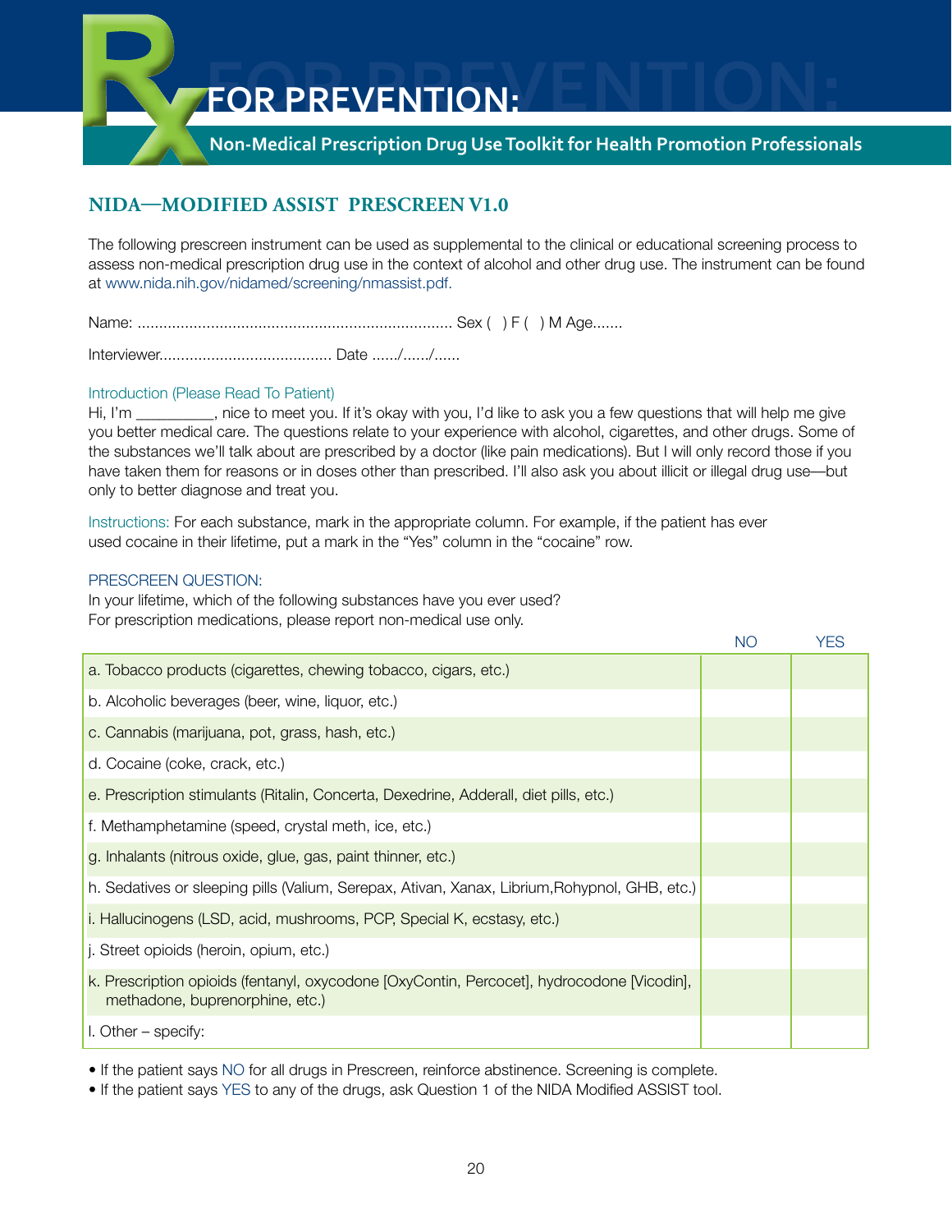# Rx FOR PREVENTION:

**Non-Medical Prescription Drug Use Toolkit for Health Promotion Professionals**

## NIDA—MODIFIED ASSIST PRESCREEN V1.0

The following prescreen instrument can be used as supplemental to the clinical or educational screening process to assess non-medical prescription drug use in the context of alcohol and other drug use. The instrument can be found at www.nida.nih.gov/nidamed/screening/nmassist.pdf.

Name: ........................................................................ Sex ( ) F ( ) M Age.......

Interviewer....................................... Date ....../....../......

Introduction (Please Read To Patient)
Hi, I'm _________, nice to meet you. If it's okay with you, I'd like to ask you a few questions that will help me give you better medical care. The questions relate to your experience with alcohol, cigarettes, and other drugs. Some of the substances we'll talk about are prescribed by a doctor (like pain medications). But I will only record those if you have taken them for reasons or in doses other than prescribed. I'll also ask you about illicit or illegal drug use—but only to better diagnose and treat you.

Instructions: For each substance, mark in the appropriate column. For example, if the patient has ever used cocaine in their lifetime, put a mark in the "Yes" column in the "cocaine" row.

PRESCREEN QUESTION:
In your lifetime, which of the following substances have you ever used?
For prescription medications, please report non-medical use only.

| | NO | YES |
|---|---|---|
| a. Tobacco products (cigarettes, chewing tobacco, cigars, etc.) | | |
| b. Alcoholic beverages (beer, wine, liquor, etc.) | | |
| c. Cannabis (marijuana, pot, grass, hash, etc.) | | |
| d. Cocaine (coke, crack, etc.) | | |
| e. Prescription stimulants (Ritalin, Concerta, Dexedrine, Adderall, diet pills, etc.) | | |
| f. Methamphetamine (speed, crystal meth, ice, etc.) | | |
| g. Inhalants (nitrous oxide, glue, gas, paint thinner, etc.) | | |
| h. Sedatives or sleeping pills (Valium, Serepax, Ativan, Xanax, Librium,Rohypnol, GHB, etc.) | | |
| i. Hallucinogens (LSD, acid, mushrooms, PCP, Special K, ecstasy, etc.) | | |
| j. Street opioids (heroin, opium, etc.) | | |
| k. Prescription opioids (fentanyl, oxycodone [OxyContin, Percocet], hydrocodone [Vicodin], methadone, buprenorphine, etc.) | | |
| l. Other – specify: | | |

- If the patient says NO for all drugs in Prescreen, reinforce abstinence. Screening is complete.
- If the patient says YES to any of the drugs, ask Question 1 of the NIDA Modified ASSIST tool.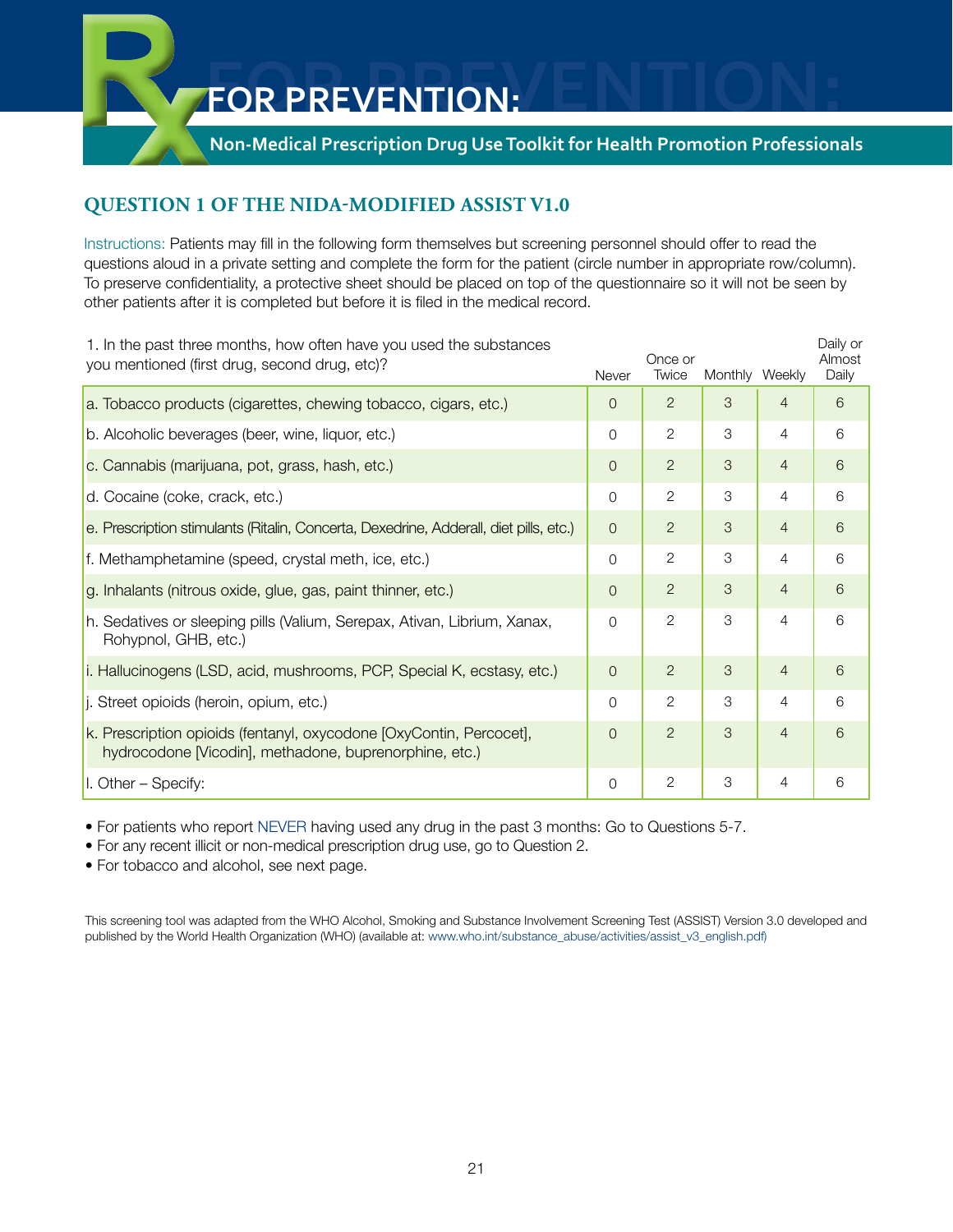## QUESTION 1 OF THE NIDA-MODIFIED ASSIST V1.0

Instructions: Patients may fill in the following form themselves but screening personnel should offer to read the questions aloud in a private setting and complete the form for the patient (circle number in appropriate row/column). To preserve confidentiality, a protective sheet should be placed on top of the questionnaire so it will not be seen by other patients after it is completed but before it is filed in the medical record.

| 1. In the past three months, how often have you used the substances you mentioned (first drug, second drug, etc)? | Never | Once or Twice | Monthly | Weekly | Daily or Almost Daily |
|---|---|---|---|---|---|
| a. Tobacco products (cigarettes, chewing tobacco, cigars, etc.) | 0 | 2 | 3 | 4 | 6 |
| b. Alcoholic beverages (beer, wine, liquor, etc.) | 0 | 2 | 3 | 4 | 6 |
| c. Cannabis (marijuana, pot, grass, hash, etc.) | 0 | 2 | 3 | 4 | 6 |
| d. Cocaine (coke, crack, etc.) | 0 | 2 | 3 | 4 | 6 |
| e. Prescription stimulants (Ritalin, Concerta, Dexedrine, Adderall, diet pills, etc.) | 0 | 2 | 3 | 4 | 6 |
| f. Methamphetamine (speed, crystal meth, ice, etc.) | 0 | 2 | 3 | 4 | 6 |
| g. Inhalants (nitrous oxide, glue, gas, paint thinner, etc.) | 0 | 2 | 3 | 4 | 6 |
| h. Sedatives or sleeping pills (Valium, Serepax, Ativan, Librium, Xanax, Rohypnol, GHB, etc.) | 0 | 2 | 3 | 4 | 6 |
| i. Hallucinogens (LSD, acid, mushrooms, PCP, Special K, ecstasy, etc.) | 0 | 2 | 3 | 4 | 6 |
| j. Street opioids (heroin, opium, etc.) | 0 | 2 | 3 | 4 | 6 |
| k. Prescription opioids (fentanyl, oxycodone [OxyContin, Percocet], hydrocodone [Vicodin], methadone, buprenorphine, etc.) | 0 | 2 | 3 | 4 | 6 |
| l. Other – Specify: | 0 | 2 | 3 | 4 | 6 |

- For patients who report NEVER having used any drug in the past 3 months: Go to Questions 5-7.
- For any recent illicit or non-medical prescription drug use, go to Question 2.
- For tobacco and alcohol, see next page.

This screening tool was adapted from the WHO Alcohol, Smoking and Substance Involvement Screening Test (ASSIST) Version 3.0 developed and published by the World Health Organization (WHO) (available at: www.who.int/substance_abuse/activities/assist_v3_english.pdf)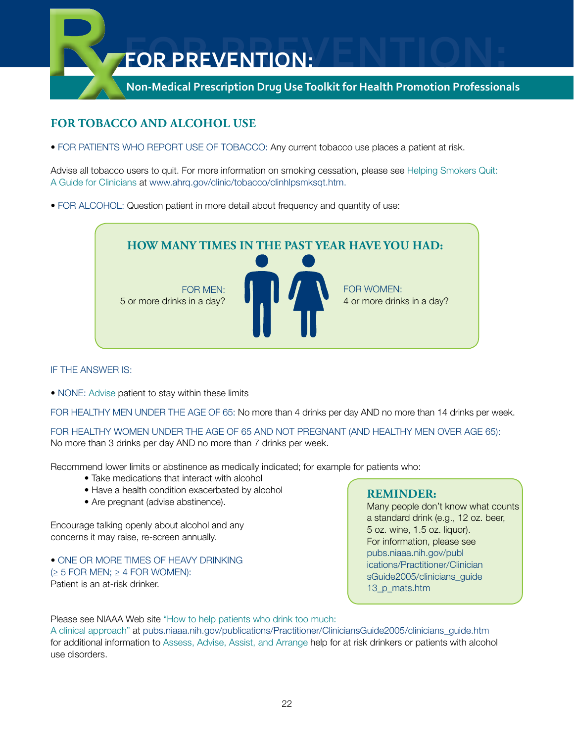# Rx FOR PREVENTION:

**Non-Medical Prescription Drug Use Toolkit for Health Promotion Professionals**

## FOR TOBACCO AND ALCOHOL USE

- FOR PATIENTS WHO REPORT USE OF TOBACCO: Any current tobacco use places a patient at risk.

Advise all tobacco users to quit. For more information on smoking cessation, please see Helping Smokers Quit: A Guide for Clinicians at www.ahrq.gov/clinic/tobacco/clinhlpsmksqt.htm.

- FOR ALCOHOL: Question patient in more detail about frequency and quantity of use:

### HOW MANY TIMES IN THE PAST YEAR HAVE YOU HAD:

FOR MEN:
5 or more drinks in a day?

FOR WOMEN:
4 or more drinks in a day?

IF THE ANSWER IS:

- NONE: Advise patient to stay within these limits

FOR HEALTHY MEN UNDER THE AGE OF 65: No more than 4 drinks per day AND no more than 14 drinks per week.

FOR HEALTHY WOMEN UNDER THE AGE OF 65 AND NOT PREGNANT (AND HEALTHY MEN OVER AGE 65): No more than 3 drinks per day AND no more than 7 drinks per week.

Recommend lower limits or abstinence as medically indicated; for example for patients who:

- Take medications that interact with alcohol
- Have a health condition exacerbated by alcohol
- Are pregnant (advise abstinence).

Encourage talking openly about alcohol and any concerns it may raise, re-screen annually.

- ONE OR MORE TIMES OF HEAVY DRINKING (≥ 5 FOR MEN; ≥ 4 FOR WOMEN): Patient is an at-risk drinker.

**REMINDER:**
Many people don't know what counts a standard drink (e.g., 12 oz. beer, 5 oz. wine, 1.5 oz. liquor). For information, please see pubs.niaaa.nih.gov/publications/Practitioner/CliniciansGuide2005/clinicians_guide13_p_mats.htm

Please see NIAAA Web site "How to help patients who drink too much: A clinical approach" at pubs.niaaa.nih.gov/publications/Practitioner/CliniciansGuide2005/clinicians_guide.htm for additional information to Assess, Advise, Assist, and Arrange help for at risk drinkers or patients with alcohol use disorders.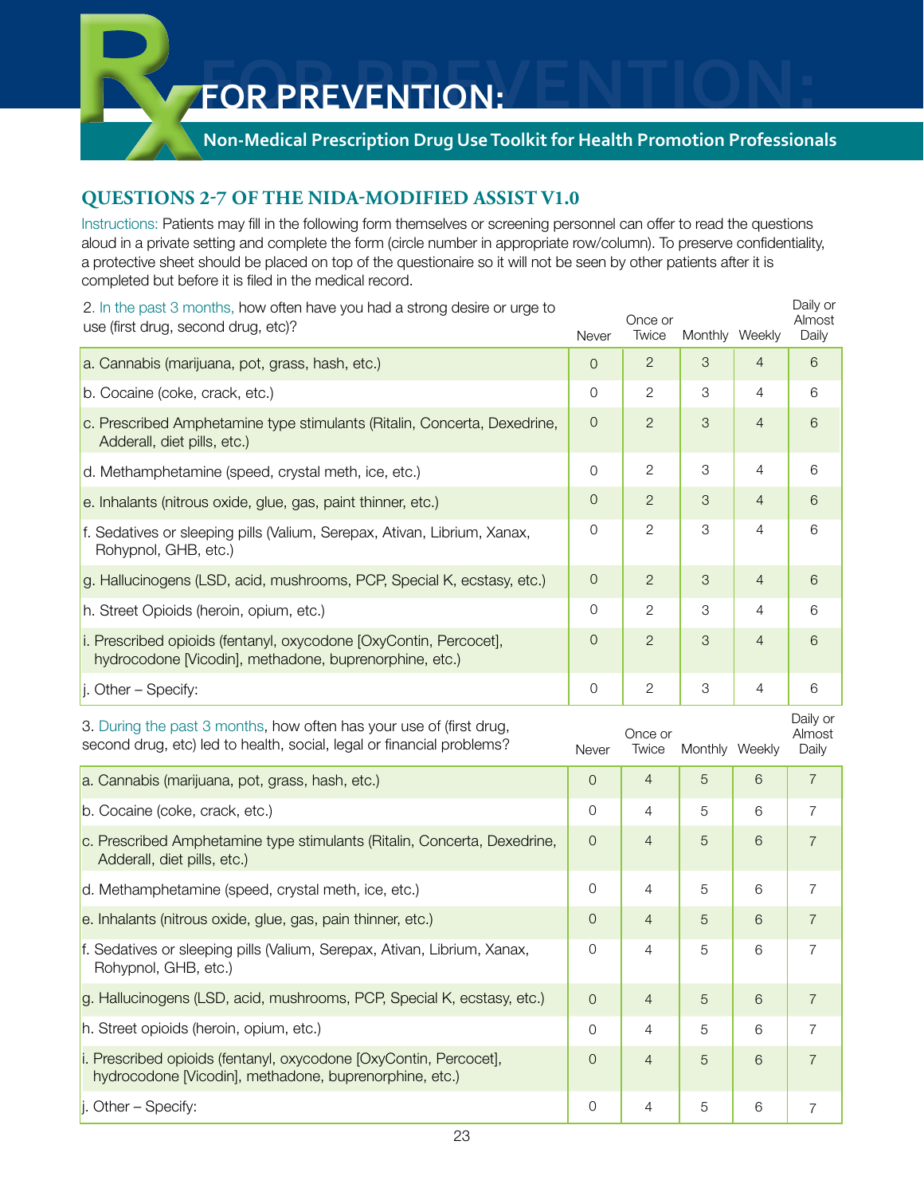## QUESTIONS 2-7 OF THE NIDA-MODIFIED ASSIST V1.0

Instructions: Patients may fill in the following form themselves or screening personnel can offer to read the questions aloud in a private setting and complete the form (circle number in appropriate row/column). To preserve confidentiality, a protective sheet should be placed on top of the questionaire so it will not be seen by other patients after it is completed but before it is filed in the medical record.

| 2. In the past 3 months, how often have you had a strong desire or urge to use (first drug, second drug, etc)? | Never | Once or Twice | Monthly | Weekly | Daily or Almost Daily |
|---|---|---|---|---|---|
| a. Cannabis (marijuana, pot, grass, hash, etc.) | 0 | 2 | 3 | 4 | 6 |
| b. Cocaine (coke, crack, etc.) | 0 | 2 | 3 | 4 | 6 |
| c. Prescribed Amphetamine type stimulants (Ritalin, Concerta, Dexedrine, Adderall, diet pills, etc.) | 0 | 2 | 3 | 4 | 6 |
| d. Methamphetamine (speed, crystal meth, ice, etc.) | 0 | 2 | 3 | 4 | 6 |
| e. Inhalants (nitrous oxide, glue, gas, paint thinner, etc.) | 0 | 2 | 3 | 4 | 6 |
| f. Sedatives or sleeping pills (Valium, Serepax, Ativan, Librium, Xanax, Rohypnol, GHB, etc.) | 0 | 2 | 3 | 4 | 6 |
| g. Hallucinogens (LSD, acid, mushrooms, PCP, Special K, ecstasy, etc.) | 0 | 2 | 3 | 4 | 6 |
| h. Street Opioids (heroin, opium, etc.) | 0 | 2 | 3 | 4 | 6 |
| i. Prescribed opioids (fentanyl, oxycodone [OxyContin, Percocet], hydrocodone [Vicodin], methadone, buprenorphine, etc.) | 0 | 2 | 3 | 4 | 6 |
| j. Other – Specify: | 0 | 2 | 3 | 4 | 6 |

| 3. During the past 3 months, how often has your use of (first drug, second drug, etc) led to health, social, legal or financial problems? | Never | Once or Twice | Monthly | Weekly | Daily or Almost Daily |
|---|---|---|---|---|---|
| a. Cannabis (marijuana, pot, grass, hash, etc.) | 0 | 4 | 5 | 6 | 7 |
| b. Cocaine (coke, crack, etc.) | 0 | 4 | 5 | 6 | 7 |
| c. Prescribed Amphetamine type stimulants (Ritalin, Concerta, Dexedrine, Adderall, diet pills, etc.) | 0 | 4 | 5 | 6 | 7 |
| d. Methamphetamine (speed, crystal meth, ice, etc.) | 0 | 4 | 5 | 6 | 7 |
| e. Inhalants (nitrous oxide, glue, gas, pain thinner, etc.) | 0 | 4 | 5 | 6 | 7 |
| f. Sedatives or sleeping pills (Valium, Serepax, Ativan, Librium, Xanax, Rohypnol, GHB, etc.) | 0 | 4 | 5 | 6 | 7 |
| g. Hallucinogens (LSD, acid, mushrooms, PCP, Special K, ecstasy, etc.) | 0 | 4 | 5 | 6 | 7 |
| h. Street opioids (heroin, opium, etc.) | 0 | 4 | 5 | 6 | 7 |
| i. Prescribed opioids (fentanyl, oxycodone [OxyContin, Percocet], hydrocodone [Vicodin], methadone, buprenorphine, etc.) | 0 | 4 | 5 | 6 | 7 |
| j. Other – Specify: | 0 | 4 | 5 | 6 | 7 |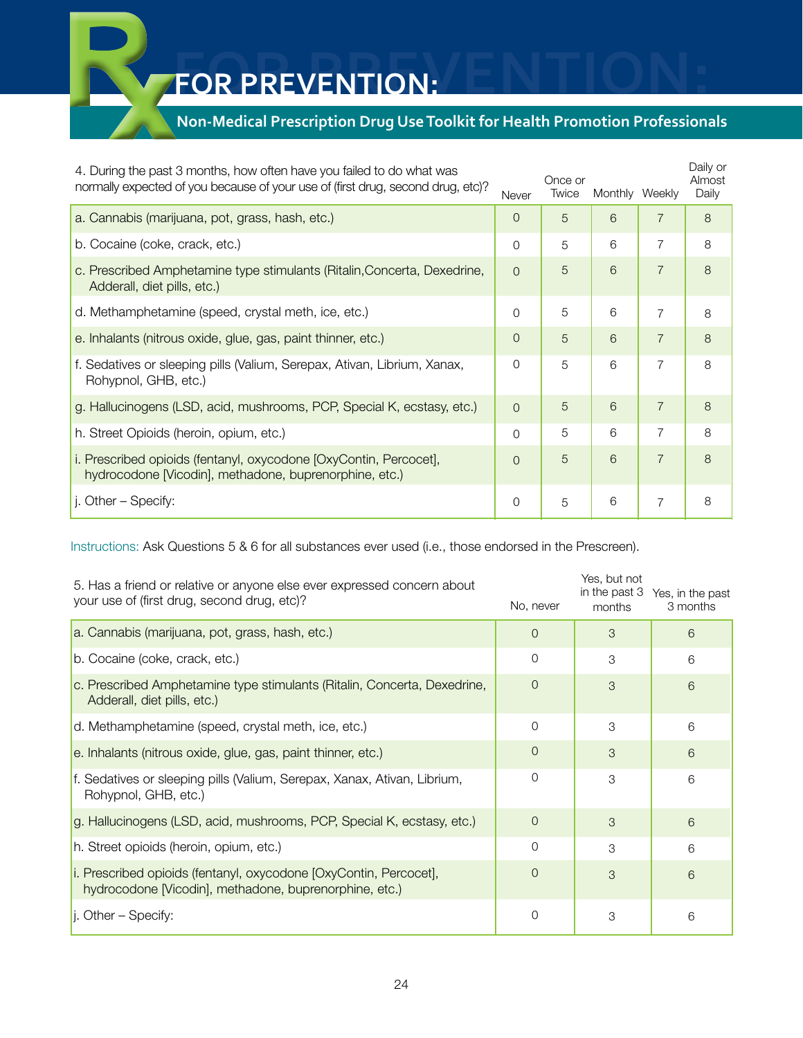| 4. During the past 3 months, how often have you failed to do what was normally expected of you because of your use of (first drug, second drug, etc)? | Never | Once or Twice | Monthly | Weekly | Daily or Almost Daily |
|---|---|---|---|---|---|
| a. Cannabis (marijuana, pot, grass, hash, etc.) | 0 | 5 | 6 | 7 | 8 |
| b. Cocaine (coke, crack, etc.) | 0 | 5 | 6 | 7 | 8 |
| c. Prescribed Amphetamine type stimulants (Ritalin,Concerta, Dexedrine, Adderall, diet pills, etc.) | 0 | 5 | 6 | 7 | 8 |
| d. Methamphetamine (speed, crystal meth, ice, etc.) | 0 | 5 | 6 | 7 | 8 |
| e. Inhalants (nitrous oxide, glue, gas, paint thinner, etc.) | 0 | 5 | 6 | 7 | 8 |
| f. Sedatives or sleeping pills (Valium, Serepax, Ativan, Librium, Xanax, Rohypnol, GHB, etc.) | 0 | 5 | 6 | 7 | 8 |
| g. Hallucinogens (LSD, acid, mushrooms, PCP, Special K, ecstasy, etc.) | 0 | 5 | 6 | 7 | 8 |
| h. Street Opioids (heroin, opium, etc.) | 0 | 5 | 6 | 7 | 8 |
| i. Prescribed opioids (fentanyl, oxycodone [OxyContin, Percocet], hydrocodone [Vicodin], methadone, buprenorphine, etc.) | 0 | 5 | 6 | 7 | 8 |
| j. Other – Specify: | 0 | 5 | 6 | 7 | 8 |

Instructions: Ask Questions 5 & 6 for all substances ever used (i.e., those endorsed in the Prescreen).

| 5. Has a friend or relative or anyone else ever expressed concern about your use of (first drug, second drug, etc)? | No, never | Yes, but not in the past 3 months | Yes, in the past 3 months |
|---|---|---|---|
| a. Cannabis (marijuana, pot, grass, hash, etc.) | 0 | 3 | 6 |
| b. Cocaine (coke, crack, etc.) | 0 | 3 | 6 |
| c. Prescribed Amphetamine type stimulants (Ritalin, Concerta, Dexedrine, Adderall, diet pills, etc.) | 0 | 3 | 6 |
| d. Methamphetamine (speed, crystal meth, ice, etc.) | 0 | 3 | 6 |
| e. Inhalants (nitrous oxide, glue, gas, paint thinner, etc.) | 0 | 3 | 6 |
| f. Sedatives or sleeping pills (Valium, Serepax, Xanax, Ativan, Librium, Rohypnol, GHB, etc.) | 0 | 3 | 6 |
| g. Hallucinogens (LSD, acid, mushrooms, PCP, Special K, ecstasy, etc.) | 0 | 3 | 6 |
| h. Street opioids (heroin, opium, etc.) | 0 | 3 | 6 |
| i. Prescribed opioids (fentanyl, oxycodone [OxyContin, Percocet], hydrocodone [Vicodin], methadone, buprenorphine, etc.) | 0 | 3 | 6 |
| j. Other – Specify: | 0 | 3 | 6 |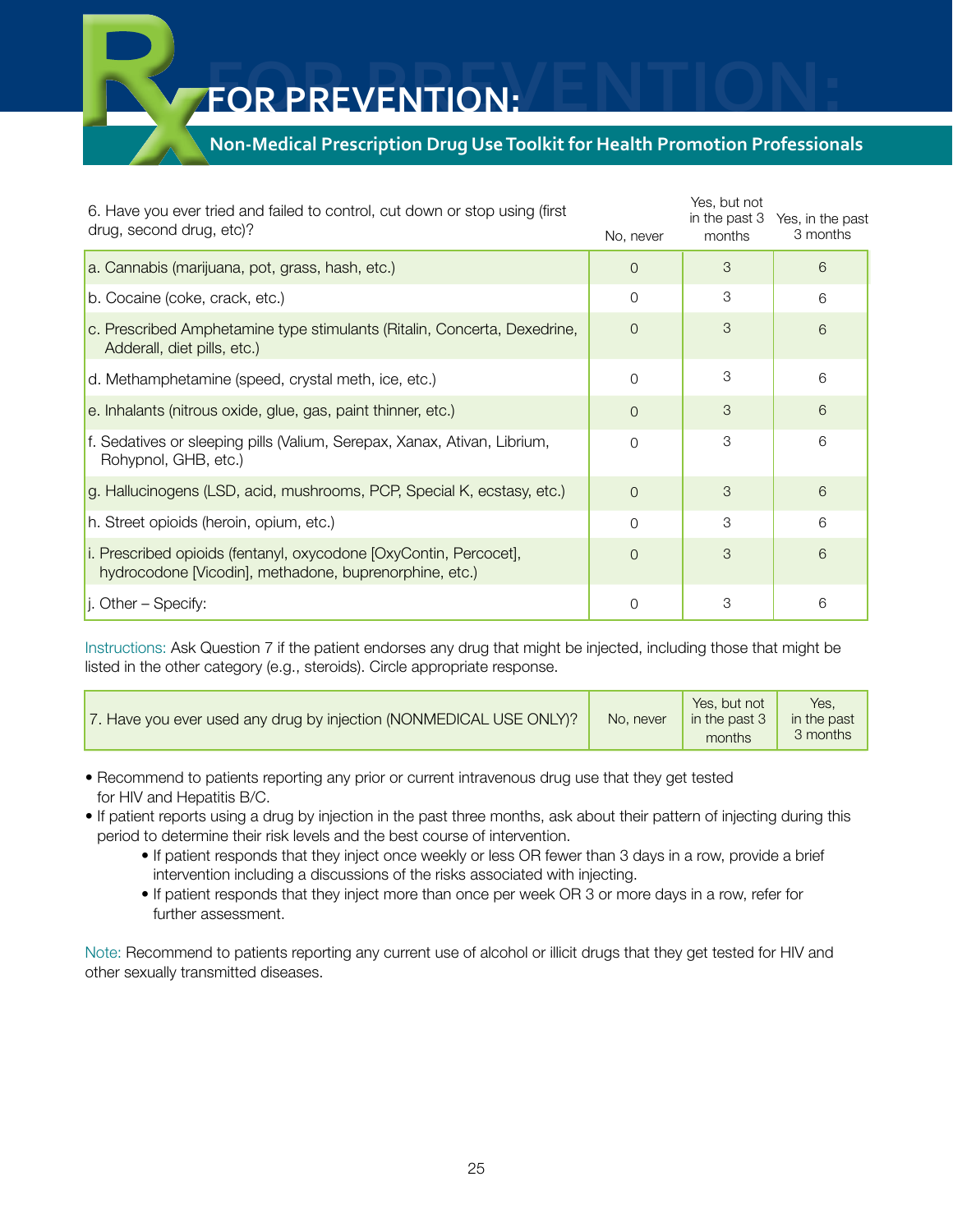| 6. Have you ever tried and failed to control, cut down or stop using (first drug, second drug, etc)? | No, never | Yes, but not in the past 3 months | Yes, in the past 3 months |
|---|---|---|---|
| a. Cannabis (marijuana, pot, grass, hash, etc.) | 0 | 3 | 6 |
| b. Cocaine (coke, crack, etc.) | 0 | 3 | 6 |
| c. Prescribed Amphetamine type stimulants (Ritalin, Concerta, Dexedrine, Adderall, diet pills, etc.) | 0 | 3 | 6 |
| d. Methamphetamine (speed, crystal meth, ice, etc.) | 0 | 3 | 6 |
| e. Inhalants (nitrous oxide, glue, gas, paint thinner, etc.) | 0 | 3 | 6 |
| f. Sedatives or sleeping pills (Valium, Serepax, Xanax, Ativan, Librium, Rohypnol, GHB, etc.) | 0 | 3 | 6 |
| g. Hallucinogens (LSD, acid, mushrooms, PCP, Special K, ecstasy, etc.) | 0 | 3 | 6 |
| h. Street opioids (heroin, opium, etc.) | 0 | 3 | 6 |
| i. Prescribed opioids (fentanyl, oxycodone [OxyContin, Percocet], hydrocodone [Vicodin], methadone, buprenorphine, etc.) | 0 | 3 | 6 |
| j. Other – Specify: | 0 | 3 | 6 |

Instructions: Ask Question 7 if the patient endorses any drug that might be injected, including those that might be listed in the other category (e.g., steroids). Circle appropriate response.

| 7. Have you ever used any drug by injection (NONMEDICAL USE ONLY)? | No, never | Yes, but not in the past 3 months | Yes, in the past 3 months |
|---|---|---|---|

- Recommend to patients reporting any prior or current intravenous drug use that they get tested for HIV and Hepatitis B/C.
- If patient reports using a drug by injection in the past three months, ask about their pattern of injecting during this period to determine their risk levels and the best course of intervention.
  - If patient responds that they inject once weekly or less OR fewer than 3 days in a row, provide a brief intervention including a discussions of the risks associated with injecting.
  - If patient responds that they inject more than once per week OR 3 or more days in a row, refer for further assessment.

Note: Recommend to patients reporting any current use of alcohol or illicit drugs that they get tested for HIV and other sexually transmitted diseases.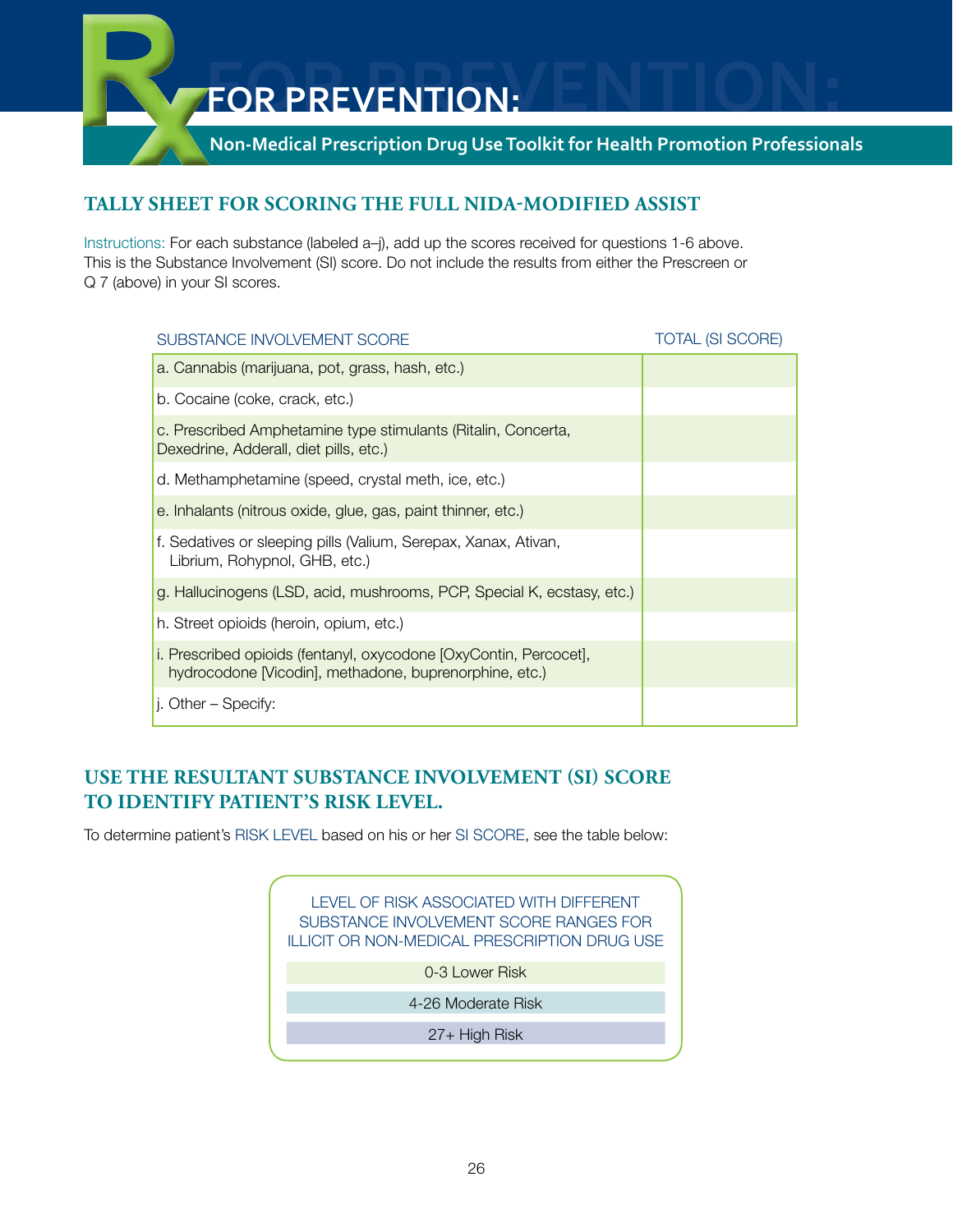# Rx FOR PREVENTION:

Non-Medical Prescription Drug Use Toolkit for Health Promotion Professionals

## TALLY SHEET FOR SCORING THE FULL NIDA-MODIFIED ASSIST

Instructions: For each substance (labeled a–j), add up the scores received for questions 1-6 above. This is the Substance Involvement (SI) score. Do not include the results from either the Prescreen or Q 7 (above) in your SI scores.

| SUBSTANCE INVOLVEMENT SCORE | TOTAL (SI SCORE) |
|---|---|
| a. Cannabis (marijuana, pot, grass, hash, etc.) | |
| b. Cocaine (coke, crack, etc.) | |
| c. Prescribed Amphetamine type stimulants (Ritalin, Concerta, Dexedrine, Adderall, diet pills, etc.) | |
| d. Methamphetamine (speed, crystal meth, ice, etc.) | |
| e. Inhalants (nitrous oxide, glue, gas, paint thinner, etc.) | |
| f. Sedatives or sleeping pills (Valium, Serepax, Xanax, Ativan, Librium, Rohypnol, GHB, etc.) | |
| g. Hallucinogens (LSD, acid, mushrooms, PCP, Special K, ecstasy, etc.) | |
| h. Street opioids (heroin, opium, etc.) | |
| i. Prescribed opioids (fentanyl, oxycodone [OxyContin, Percocet], hydrocodone [Vicodin], methadone, buprenorphine, etc.) | |
| j. Other – Specify: | |

## USE THE RESULTANT SUBSTANCE INVOLVEMENT (SI) SCORE TO IDENTIFY PATIENT'S RISK LEVEL.

To determine patient's RISK LEVEL based on his or her SI SCORE, see the table below:

| LEVEL OF RISK ASSOCIATED WITH DIFFERENT SUBSTANCE INVOLVEMENT SCORE RANGES FOR ILLICIT OR NON-MEDICAL PRESCRIPTION DRUG USE |
|---|
| 0-3 Lower Risk |
| 4-26 Moderate Risk |
| 27+ High Risk |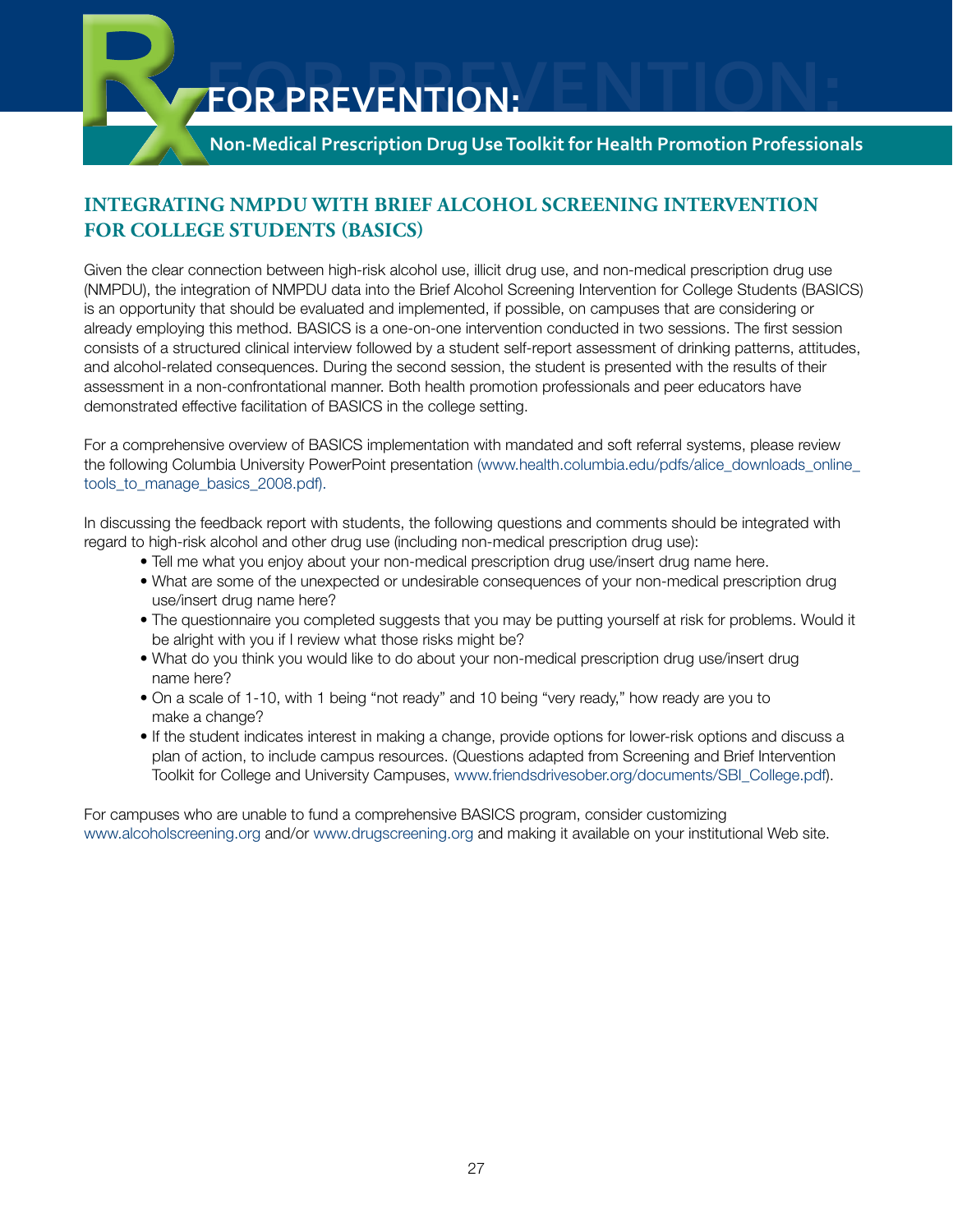## INTEGRATING NMPDU WITH BRIEF ALCOHOL SCREENING INTERVENTION FOR COLLEGE STUDENTS (BASICS)

Given the clear connection between high-risk alcohol use, illicit drug use, and non-medical prescription drug use (NMPDU), the integration of NMPDU data into the Brief Alcohol Screening Intervention for College Students (BASICS) is an opportunity that should be evaluated and implemented, if possible, on campuses that are considering or already employing this method. BASICS is a one-on-one intervention conducted in two sessions. The first session consists of a structured clinical interview followed by a student self-report assessment of drinking patterns, attitudes, and alcohol-related consequences. During the second session, the student is presented with the results of their assessment in a non-confrontational manner. Both health promotion professionals and peer educators have demonstrated effective facilitation of BASICS in the college setting.

For a comprehensive overview of BASICS implementation with mandated and soft referral systems, please review the following Columbia University PowerPoint presentation (www.health.columbia.edu/pdfs/alice_downloads_online_tools_to_manage_basics_2008.pdf).

In discussing the feedback report with students, the following questions and comments should be integrated with regard to high-risk alcohol and other drug use (including non-medical prescription drug use):

- Tell me what you enjoy about your non-medical prescription drug use/insert drug name here.
- What are some of the unexpected or undesirable consequences of your non-medical prescription drug use/insert drug name here?
- The questionnaire you completed suggests that you may be putting yourself at risk for problems. Would it be alright with you if I review what those risks might be?
- What do you think you would like to do about your non-medical prescription drug use/insert drug name here?
- On a scale of 1-10, with 1 being "not ready" and 10 being "very ready," how ready are you to make a change?
- If the student indicates interest in making a change, provide options for lower-risk options and discuss a plan of action, to include campus resources. (Questions adapted from Screening and Brief Intervention Toolkit for College and University Campuses, www.friendsdrivesober.org/documents/SBI_College.pdf).

For campuses who are unable to fund a comprehensive BASICS program, consider customizing www.alcoholscreening.org and/or www.drugscreening.org and making it available on your institutional Web site.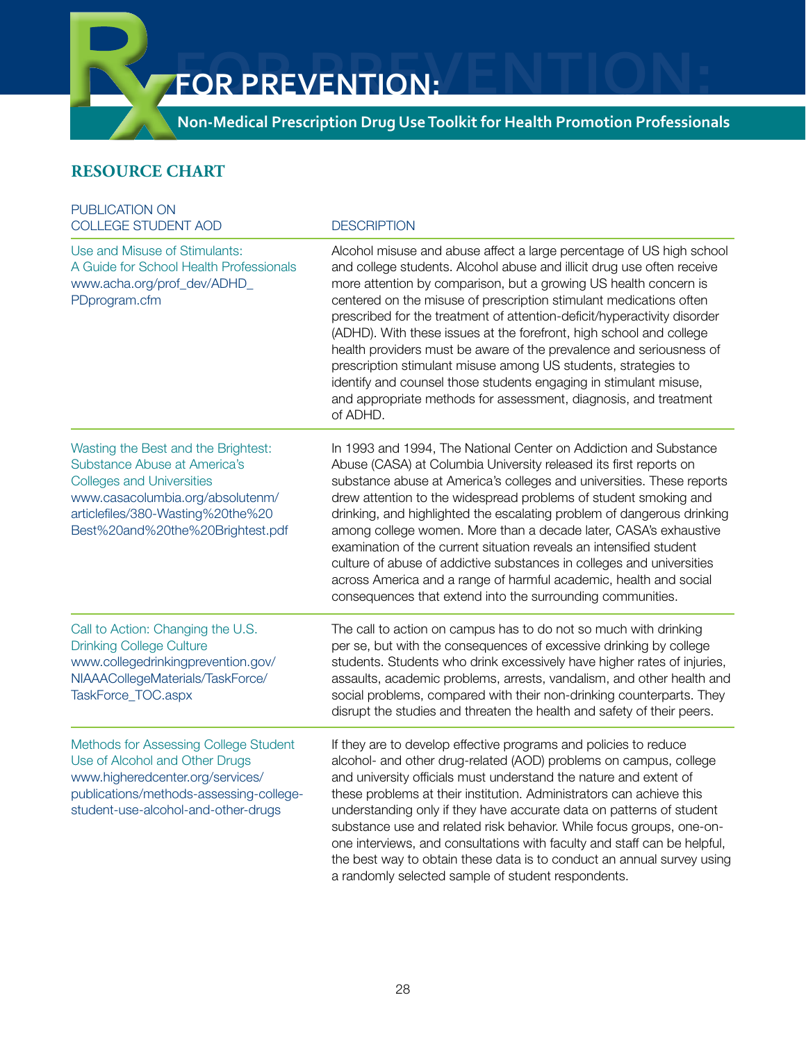# Rx FOR PREVENTION:

**Non-Medical Prescription Drug Use Toolkit for Health Promotion Professionals**

## RESOURCE CHART

| PUBLICATION ON COLLEGE STUDENT AOD | DESCRIPTION |
|---|---|
| Use and Misuse of Stimulants: A Guide for School Health Professionals www.acha.org/prof_dev/ADHD_PDprogram.cfm | Alcohol misuse and abuse affect a large percentage of US high school and college students. Alcohol abuse and illicit drug use often receive more attention by comparison, but a growing US health concern is centered on the misuse of prescription stimulant medications often prescribed for the treatment of attention-deficit/hyperactivity disorder (ADHD). With these issues at the forefront, high school and college health providers must be aware of the prevalence and seriousness of prescription stimulant misuse among US students, strategies to identify and counsel those students engaging in stimulant misuse, and appropriate methods for assessment, diagnosis, and treatment of ADHD. |
| Wasting the Best and the Brightest: Substance Abuse at America's Colleges and Universities www.casacolumbia.org/absolutenm/articlefiles/380-Wasting%20the%20Best%20and%20the%20Brightest.pdf | In 1993 and 1994, The National Center on Addiction and Substance Abuse (CASA) at Columbia University released its first reports on substance abuse at America's colleges and universities. These reports drew attention to the widespread problems of student smoking and drinking, and highlighted the escalating problem of dangerous drinking among college women. More than a decade later, CASA's exhaustive examination of the current situation reveals an intensified student culture of abuse of addictive substances in colleges and universities across America and a range of harmful academic, health and social consequences that extend into the surrounding communities. |
| Call to Action: Changing the U.S. Drinking College Culture www.collegedrinkingprevention.gov/NIAAACollegeMaterials/TaskForce/TaskForce_TOC.aspx | The call to action on campus has to do not so much with drinking per se, but with the consequences of excessive drinking by college students. Students who drink excessively have higher rates of injuries, assaults, academic problems, arrests, vandalism, and other health and social problems, compared with their non-drinking counterparts. They disrupt the studies and threaten the health and safety of their peers. |
| Methods for Assessing College Student Use of Alcohol and Other Drugs www.higheredcenter.org/services/publications/methods-assessing-college-student-use-alcohol-and-other-drugs | If they are to develop effective programs and policies to reduce alcohol- and other drug-related (AOD) problems on campus, college and university officials must understand the nature and extent of these problems at their institution. Administrators can achieve this understanding only if they have accurate data on patterns of student substance use and related risk behavior. While focus groups, one-on-one interviews, and consultations with faculty and staff can be helpful, the best way to obtain these data is to conduct an annual survey using a randomly selected sample of student respondents. |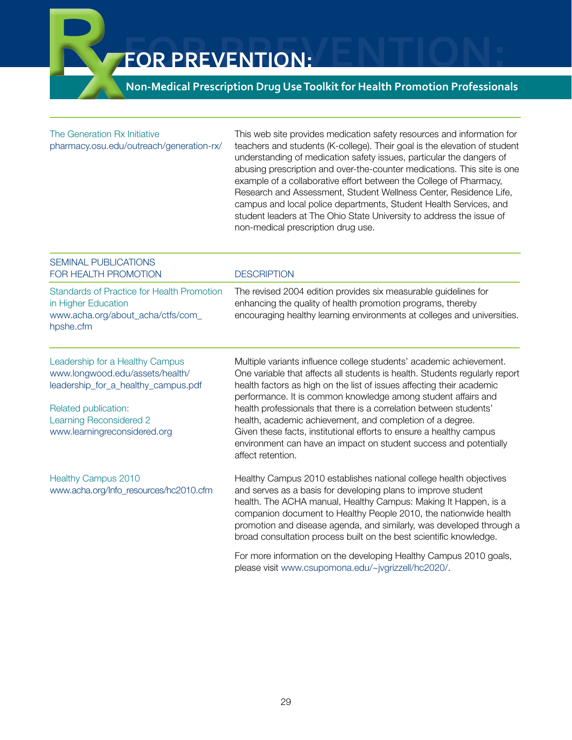| | |
|---|---|
| The Generation Rx Initiative<br>pharmacy.osu.edu/outreach/generation-rx/ | This web site provides medication safety resources and information for teachers and students (K-college). Their goal is the elevation of student understanding of medication safety issues, particular the dangers of abusing prescription and over-the-counter medications. This site is one example of a collaborative effort between the College of Pharmacy, Research and Assessment, Student Wellness Center, Residence Life, campus and local police departments, Student Health Services, and student leaders at The Ohio State University to address the issue of non-medical prescription drug use. |

| SEMINAL PUBLICATIONS FOR HEALTH PROMOTION | DESCRIPTION |
|---|---|
| Standards of Practice for Health Promotion in Higher Education<br>www.acha.org/about_acha/ctfs/com_hpshe.cfm | The revised 2004 edition provides six measurable guidelines for enhancing the quality of health promotion programs, thereby encouraging healthy learning environments at colleges and universities. |
| Leadership for a Healthy Campus<br>www.longwood.edu/assets/health/leadership_for_a_healthy_campus.pdf<br><br>Related publication:<br>Learning Reconsidered 2<br>www.learningreconsidered.org | Multiple variants influence college students' academic achievement. One variable that affects all students is health. Students regularly report health factors as high on the list of issues affecting their academic performance. It is common knowledge among student affairs and health professionals that there is a correlation between students' health, academic achievement, and completion of a degree. Given these facts, institutional efforts to ensure a healthy campus environment can have an impact on student success and potentially affect retention. |
| Healthy Campus 2010<br>www.acha.org/Info_resources/hc2010.cfm | Healthy Campus 2010 establishes national college health objectives and serves as a basis for developing plans to improve student health. The ACHA manual, Healthy Campus: Making It Happen, is a companion document to Healthy People 2010, the nationwide health promotion and disease agenda, and similarly, was developed through a broad consultation process built on the best scientific knowledge.<br><br>For more information on the developing Healthy Campus 2010 goals, please visit www.csupomona.edu/~jvgrizzell/hc2020/. |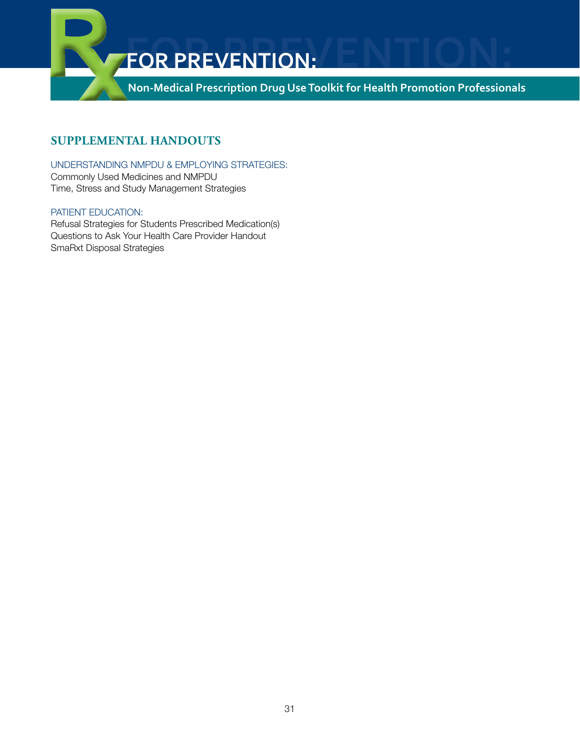## SUPPLEMENTAL HANDOUTS

UNDERSTANDING NMPDU & EMPLOYING STRATEGIES:
Commonly Used Medicines and NMPDU
Time, Stress and Study Management Strategies

PATIENT EDUCATION:
Refusal Strategies for Students Prescribed Medication(s)
Questions to Ask Your Health Care Provider Handout
SmaRxt Disposal Strategies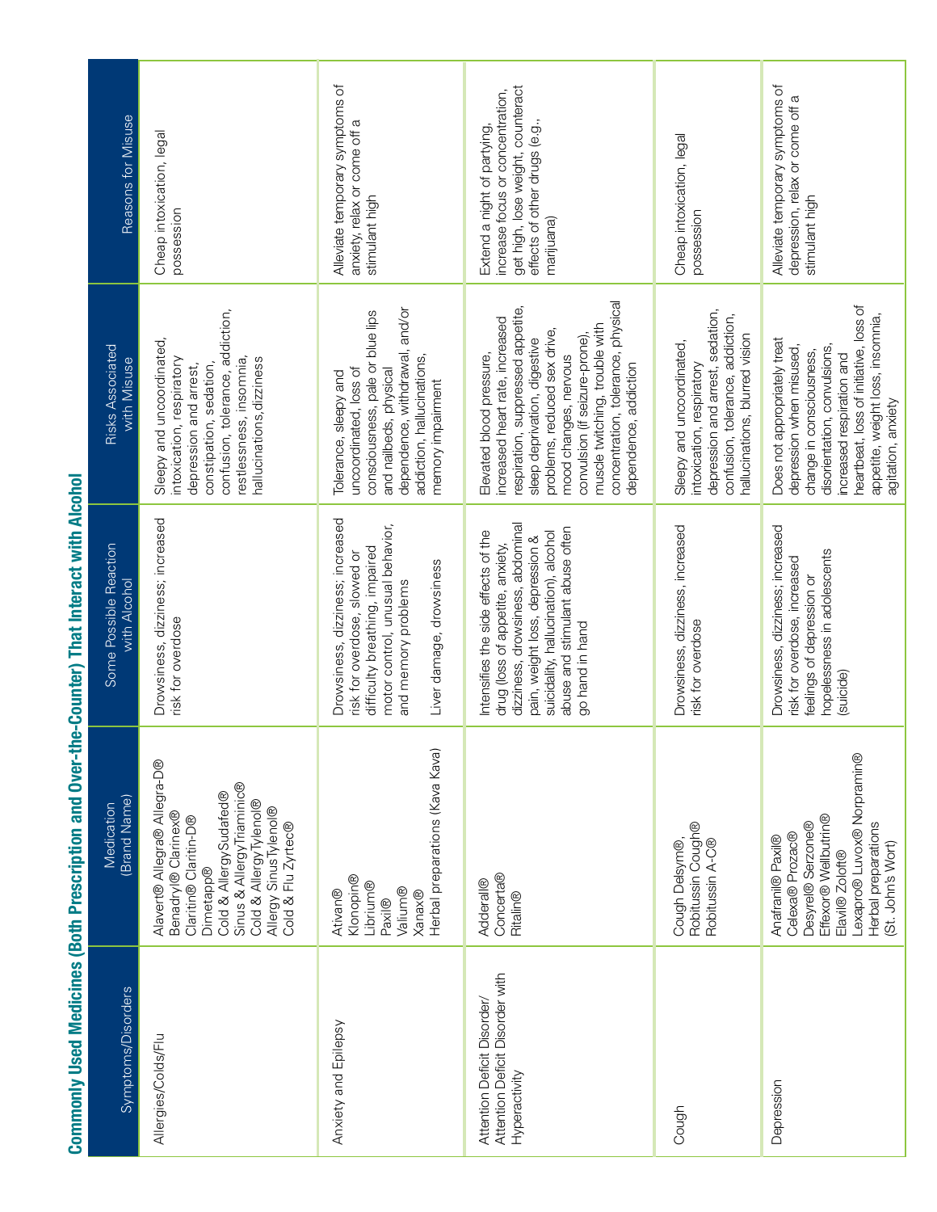## Commonly Used Medicines (Both Prescription and Over-the-Counter) That Interact with Alcohol

| Symptoms/Disorders | Medication (Brand Name) | Some Possible Reaction with Alcohol | Risks Associated with Misuse | Reasons for Misuse |
|---|---|---|---|---|
| Allergies/Colds/Flu | Alavert® Allegra® Allegra-D® Benadryl® Clarinex® Claritin® Claritin-D® Dimetapp® Cold & AllergySudafed® Sinus & AllergyTriaminic® Cold & AllergyTylenol® Allergy SinusTylenol® Cold & Flu Zyrtec® | Drowsiness, dizziness; increased risk for overdose | Sleepy and uncoordinated, intoxication, respiratory depression and arrest, constipation, sedation, confusion, tolerance, addiction, restlessness, insomnia, hallucinations, dizziness | Cheap intoxication, legal possession |
| Anxiety and Epilepsy | Ativan® Klonopin® Librium® Paxil® Valium® Xanax® Herbal preparations (Kava Kava) | Drowsiness, dizziness; increased risk for overdose, slowed or difficulty breathing, impaired motor control, unusual behavior, and memory problems<br><br>Liver damage, drowsiness | Tolerance, sleepy and uncoordinated, loss of consciousness, pale or blue lips and nailbeds, physical dependence, withdrawal, and/or addiction, hallucinations, memory impairment | Alleviate temporary symptoms of anxiety, relax or come off a stimulant high |
| Attention Deficit Disorder/ Attention Deficit Disorder with Hyperactivity | Adderall® Concerta® Ritalin® | Intensifies the side effects of the drug (loss of appetite, anxiety, dizziness, drowsiness, abdominal pain, weight loss, depression & suicidality, hallucination), alcohol abuse and stimulant abuse often go hand in hand | Elevated blood pressure, increased heart rate, increased respiration, suppressed appetite, sleep deprivation, digestive problems, reduced sex drive, mood changes, nervous convulsion (if seizure-prone), muscle twitching, trouble with concentration, tolerance, physical dependence, addiction | Extend a night of partying, increase focus or concentration, get high, lose weight, counteract effects of other drugs (e.g., marijuana) |
| Cough | Cough Delsym®, Robitussin Cough® Robitussin A-C® | Drowsiness, dizziness, increased risk for overdose | Sleepy and uncoordinated, intoxication, respiratory depression and arrest, sedation, confusion, tolerance, addiction, hallucinations, blurred vision | Cheap intoxication, legal possession |
| Depression | Anafranil® Paxil® Celexa® Prozac® Desyrel® Serzone® Effexor® Wellbutrin® Elavil® Zoloft® Lexapro® Luvox® Norpramin® Herbal preparations (St. John's Wort) | Drowsiness, dizziness; increased risk for overdose, increased feelings of depression or hopelessness in adolescents (suicide) | Does not appropriately treat depression when misused, change in consciousness, disorientation, convulsions, increased respiration and heartbeat, loss of initiative, loss of appetite, weight loss, insomnia, agitation, anxiety | Alleviate temporary symptoms of depression, relax or come off a stimulant high |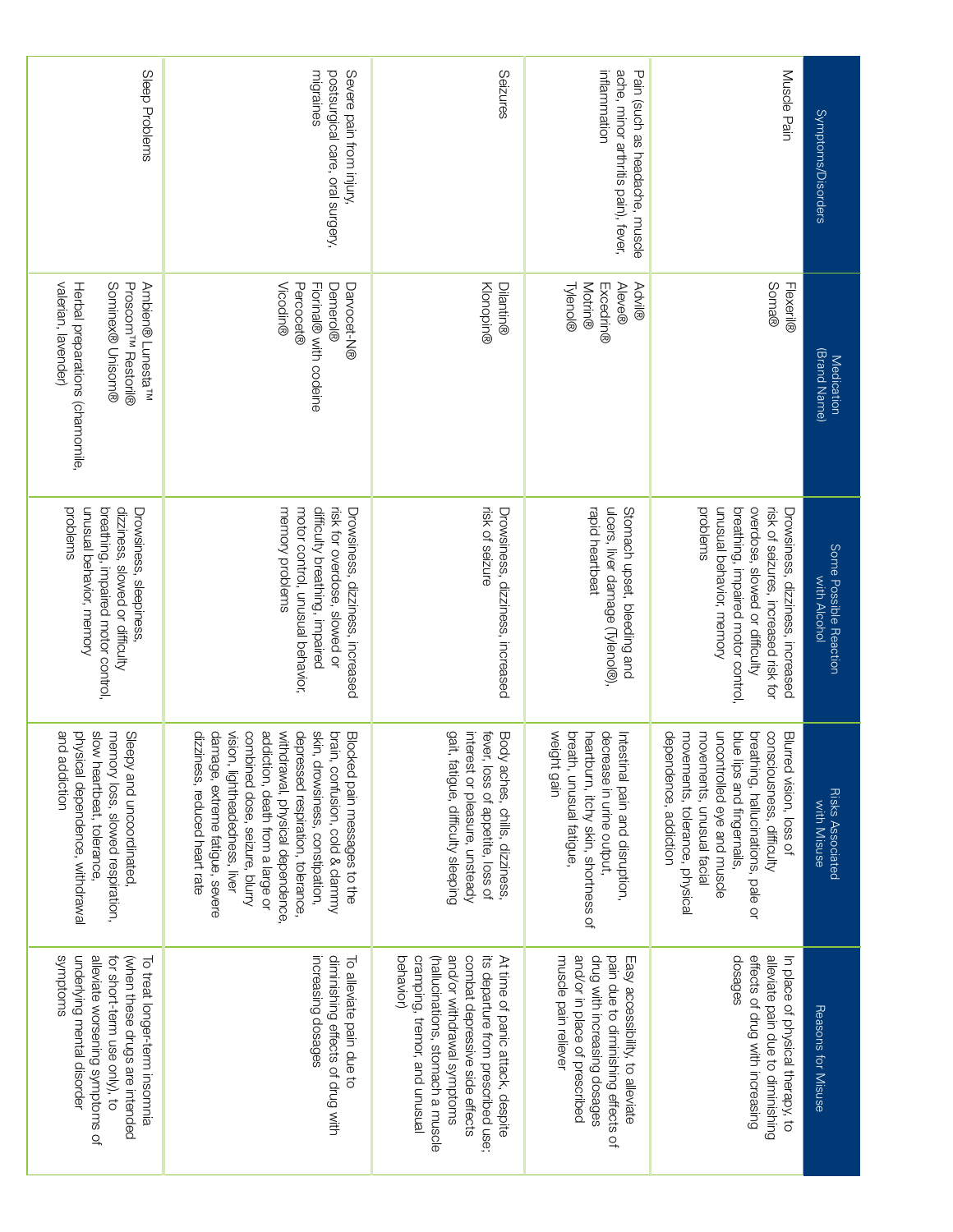| Symptoms/Disorders | Medication (Brand Name) | Some Possible Reaction with Alcohol | Risks Associated with Misuse | Reasons for Misuse |
|---|---|---|---|---|
| Muscle Pain | Flexeril® Soma® | Drowsiness, dizziness, increased risk of seizures, increased risk for overdose, slowed or difficulty breathing, impaired motor control, unusual behavior, memory problems | Blurred vision, loss of consciousness, difficulty breathing, hallucinations, pale or blue lips and fingernails, uncontrolled eye and muscle movements, unusual facial movements, tolerance, physical dependence, addiction | In place of physical therapy, to alleviate pain due to diminishing effects of drug with increasing dosages |
| Pain (such as headache, muscle ache, minor arthritis pain), fever, inflammation | Advil® Aleve® Excedrin® Motrin® Tylenol® | Stomach upset, bleeding and ulcers, liver damage (Tylenol®), rapid heartbeat | Intestinal pain and disruption, decrease in urine output, heartburn, itchy skin, shortness of breath, unusual fatigue, weight gain | Easy accessibility, to alleviate pain due to diminishing effects of drug with increasing dosages and/or in place of prescribed muscle pain reliever |
| Seizures | Dilantin® Klonopin® | Drowsiness, dizziness, increased risk of seizure | Body aches, chills, dizziness, fever, loss of appetite, loss of interest or pleasure, unsteady gait, fatigue, difficulty sleeping | At time of panic attack, despite its departure from prescribed use; combat depressive side effects and/or withdrawal symptoms (hallucinations, stomach a muscle cramping, tremor, and unusual behavior) |
| Severe pain from injury, postsurgical care, oral surgery, migraines | Darvocet-N® Demerol® Fiorinal® with codeine Percocet® Vicodin® | Drowsiness, dizziness, increased risk for overdose, slowed or difficulty breathing, impaired motor control, unusual behavior, memory problems | Blocked pain messages to the brain, confusion, cold & clammy skin, drowsiness, constipation, depressed respiration, tolerance, withdrawal, physical dependence, addiction, death from a large or combined dose, seizure, blurry vision, lightheadedness, liver damage, extreme fatigue, severe dizziness, reduced heart rate | To alleviate pain due to diminishing effects of drug with increasing dosages |
| Sleep Problems | Ambien® Lunesta™ Prosom™ Restoril® Sominex® Unisom® Herbal preparations (chamomile, valerian, lavender) | Drowsiness, sleepiness, dizziness, slowed or difficulty breathing, impaired motor control, unusual behavior, memory problems | Sleepy and uncoordinated, memory loss, slowed respiration, slow heartbeat, tolerance, physical dependence, withdrawal and addiction | To treat longer-term insomnia (when these drugs are intended for short-term use only), to alleviate worsening symptoms of underlying mental disorder symptoms |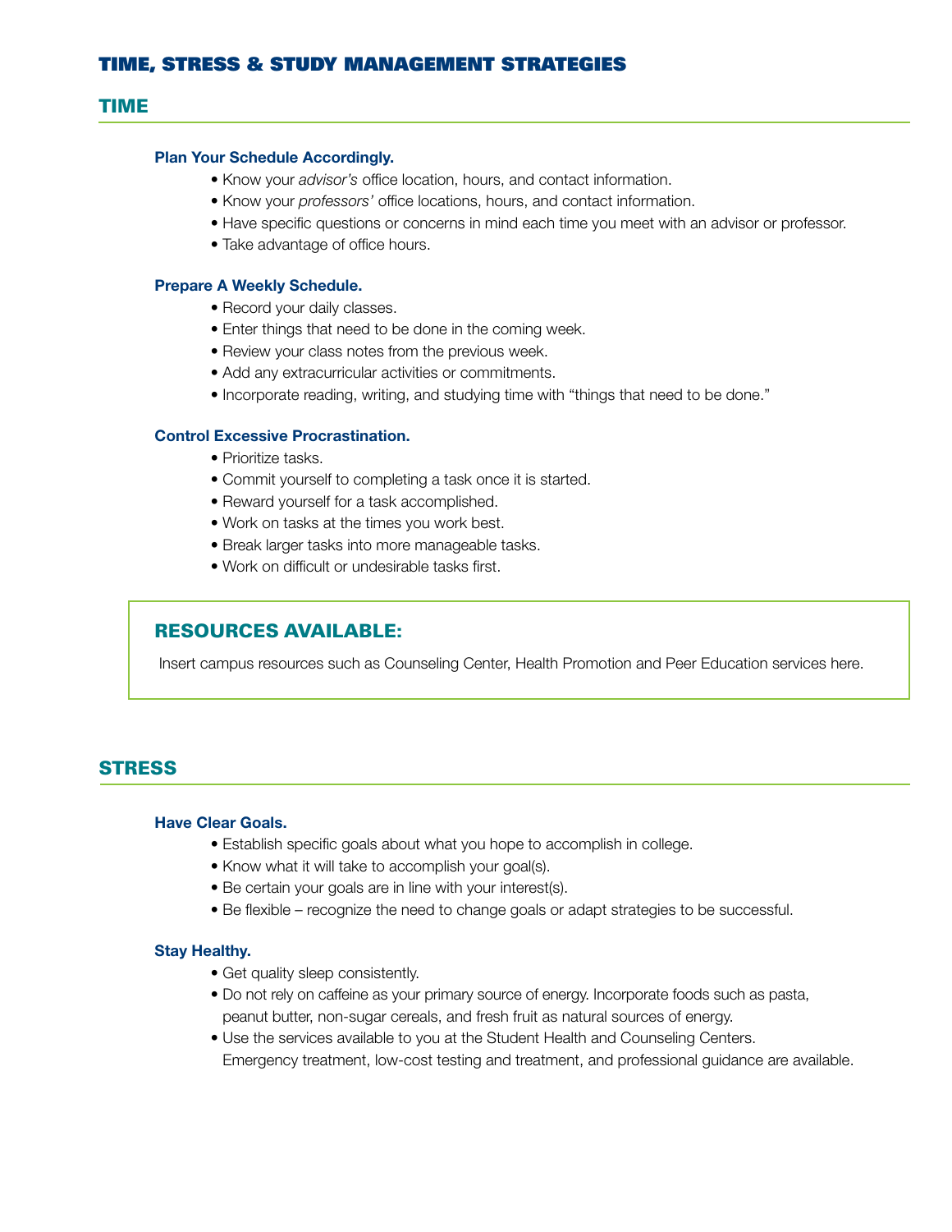# TIME, STRESS & STUDY MANAGEMENT STRATEGIES

## TIME

### Plan Your Schedule Accordingly.

- Know your *advisor's* office location, hours, and contact information.
- Know your *professors'* office locations, hours, and contact information.
- Have specific questions or concerns in mind each time you meet with an advisor or professor.
- Take advantage of office hours.

### Prepare A Weekly Schedule.

- Record your daily classes.
- Enter things that need to be done in the coming week.
- Review your class notes from the previous week.
- Add any extracurricular activities or commitments.
- Incorporate reading, writing, and studying time with "things that need to be done."

### Control Excessive Procrastination.

- Prioritize tasks.
- Commit yourself to completing a task once it is started.
- Reward yourself for a task accomplished.
- Work on tasks at the times you work best.
- Break larger tasks into more manageable tasks.
- Work on difficult or undesirable tasks first.

### RESOURCES AVAILABLE:

Insert campus resources such as Counseling Center, Health Promotion and Peer Education services here.

## STRESS

### Have Clear Goals.

- Establish specific goals about what you hope to accomplish in college.
- Know what it will take to accomplish your goal(s).
- Be certain your goals are in line with your interest(s).
- Be flexible – recognize the need to change goals or adapt strategies to be successful.

### Stay Healthy.

- Get quality sleep consistently.
- Do not rely on caffeine as your primary source of energy. Incorporate foods such as pasta, peanut butter, non-sugar cereals, and fresh fruit as natural sources of energy.
- Use the services available to you at the Student Health and Counseling Centers. Emergency treatment, low-cost testing and treatment, and professional guidance are available.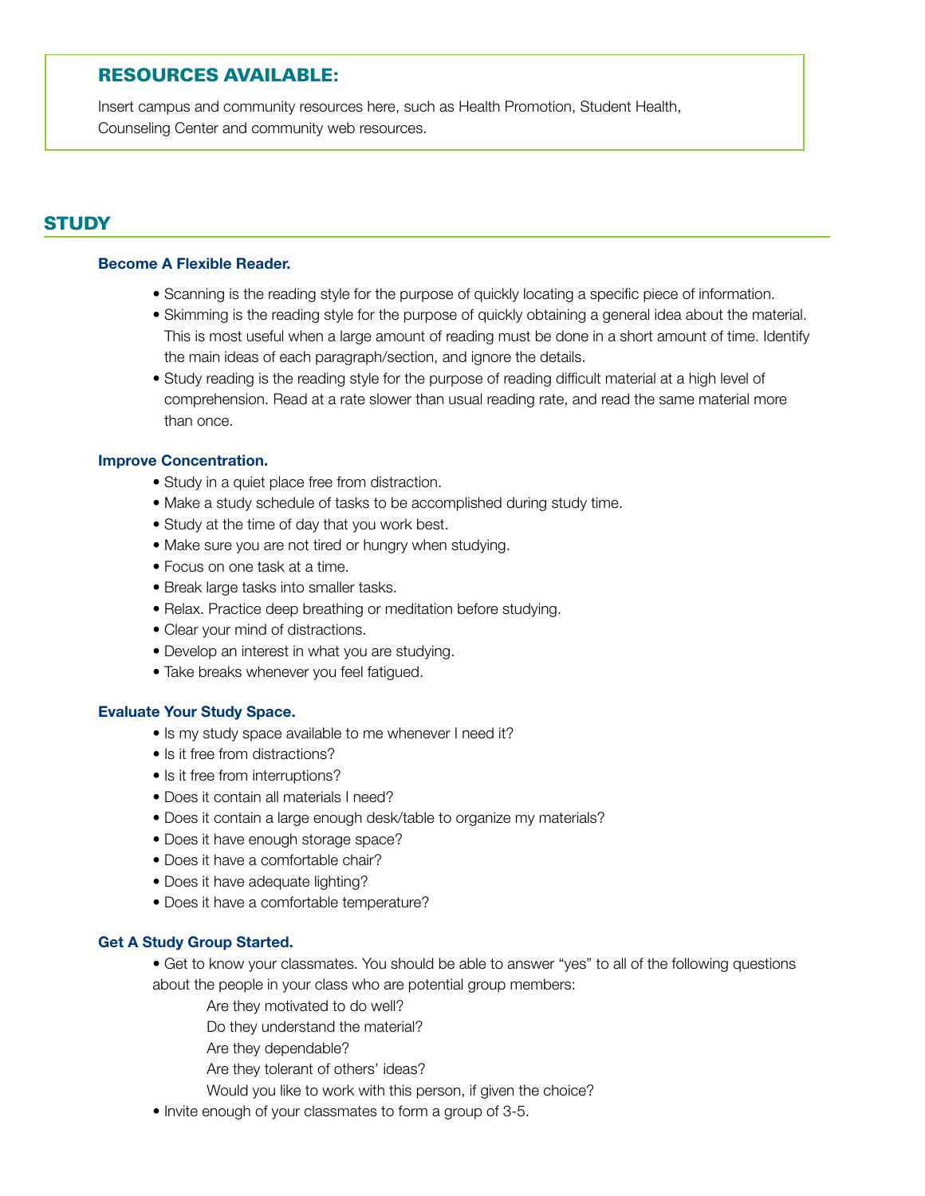### RESOURCES AVAILABLE:

Insert campus and community resources here, such as Health Promotion, Student Health, Counseling Center and community web resources.

## STUDY

### Become A Flexible Reader.

- Scanning is the reading style for the purpose of quickly locating a specific piece of information.
- Skimming is the reading style for the purpose of quickly obtaining a general idea about the material. This is most useful when a large amount of reading must be done in a short amount of time. Identify the main ideas of each paragraph/section, and ignore the details.
- Study reading is the reading style for the purpose of reading difficult material at a high level of comprehension. Read at a rate slower than usual reading rate, and read the same material more than once.

### Improve Concentration.

- Study in a quiet place free from distraction.
- Make a study schedule of tasks to be accomplished during study time.
- Study at the time of day that you work best.
- Make sure you are not tired or hungry when studying.
- Focus on one task at a time.
- Break large tasks into smaller tasks.
- Relax. Practice deep breathing or meditation before studying.
- Clear your mind of distractions.
- Develop an interest in what you are studying.
- Take breaks whenever you feel fatigued.

### Evaluate Your Study Space.

- Is my study space available to me whenever I need it?
- Is it free from distractions?
- Is it free from interruptions?
- Does it contain all materials I need?
- Does it contain a large enough desk/table to organize my materials?
- Does it have enough storage space?
- Does it have a comfortable chair?
- Does it have adequate lighting?
- Does it have a comfortable temperature?

### Get A Study Group Started.

- Get to know your classmates. You should be able to answer "yes" to all of the following questions about the people in your class who are potential group members:

  Are they motivated to do well?
  Do they understand the material?
  Are they dependable?
  Are they tolerant of others' ideas?
  Would you like to work with this person, if given the choice?

- Invite enough of your classmates to form a group of 3-5.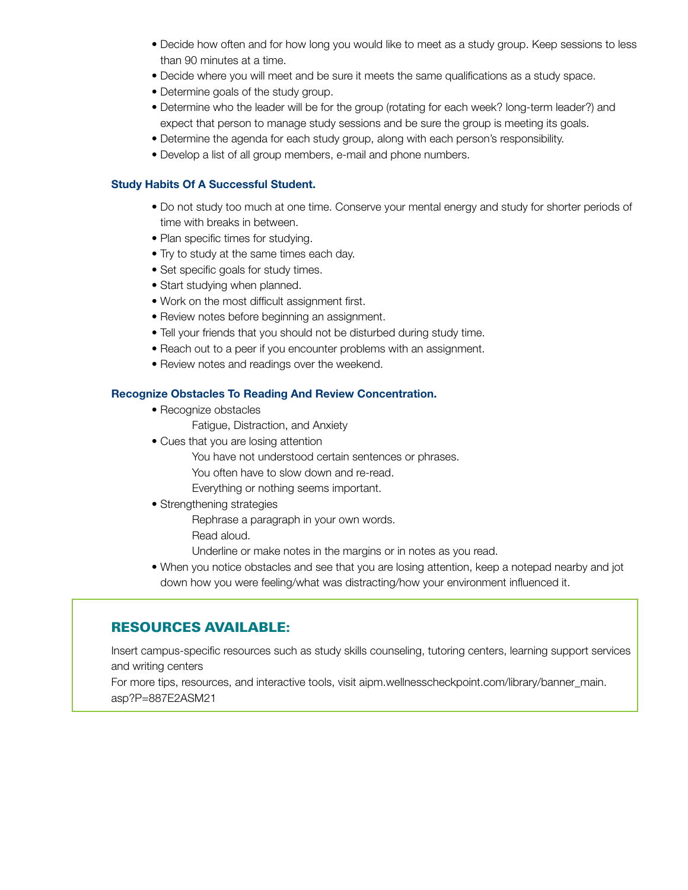- Decide how often and for how long you would like to meet as a study group. Keep sessions to less than 90 minutes at a time.
- Decide where you will meet and be sure it meets the same qualifications as a study space.
- Determine goals of the study group.
- Determine who the leader will be for the group (rotating for each week? long-term leader?) and expect that person to manage study sessions and be sure the group is meeting its goals.
- Determine the agenda for each study group, along with each person's responsibility.
- Develop a list of all group members, e-mail and phone numbers.

**Study Habits Of A Successful Student.**

- Do not study too much at one time. Conserve your mental energy and study for shorter periods of time with breaks in between.
- Plan specific times for studying.
- Try to study at the same times each day.
- Set specific goals for study times.
- Start studying when planned.
- Work on the most difficult assignment first.
- Review notes before beginning an assignment.
- Tell your friends that you should not be disturbed during study time.
- Reach out to a peer if you encounter problems with an assignment.
- Review notes and readings over the weekend.

**Recognize Obstacles To Reading And Review Concentration.**

- Recognize obstacles
  - Fatigue, Distraction, and Anxiety
- Cues that you are losing attention
  - You have not understood certain sentences or phrases.
  - You often have to slow down and re-read.
  - Everything or nothing seems important.
- Strengthening strategies
  - Rephrase a paragraph in your own words.
  - Read aloud.
  - Underline or make notes in the margins or in notes as you read.
- When you notice obstacles and see that you are losing attention, keep a notepad nearby and jot down how you were feeling/what was distracting/how your environment influenced it.

## RESOURCES AVAILABLE:

Insert campus-specific resources such as study skills counseling, tutoring centers, learning support services and writing centers

For more tips, resources, and interactive tools, visit aipm.wellnesscheckpoint.com/library/banner_main.asp?P=887E2ASM21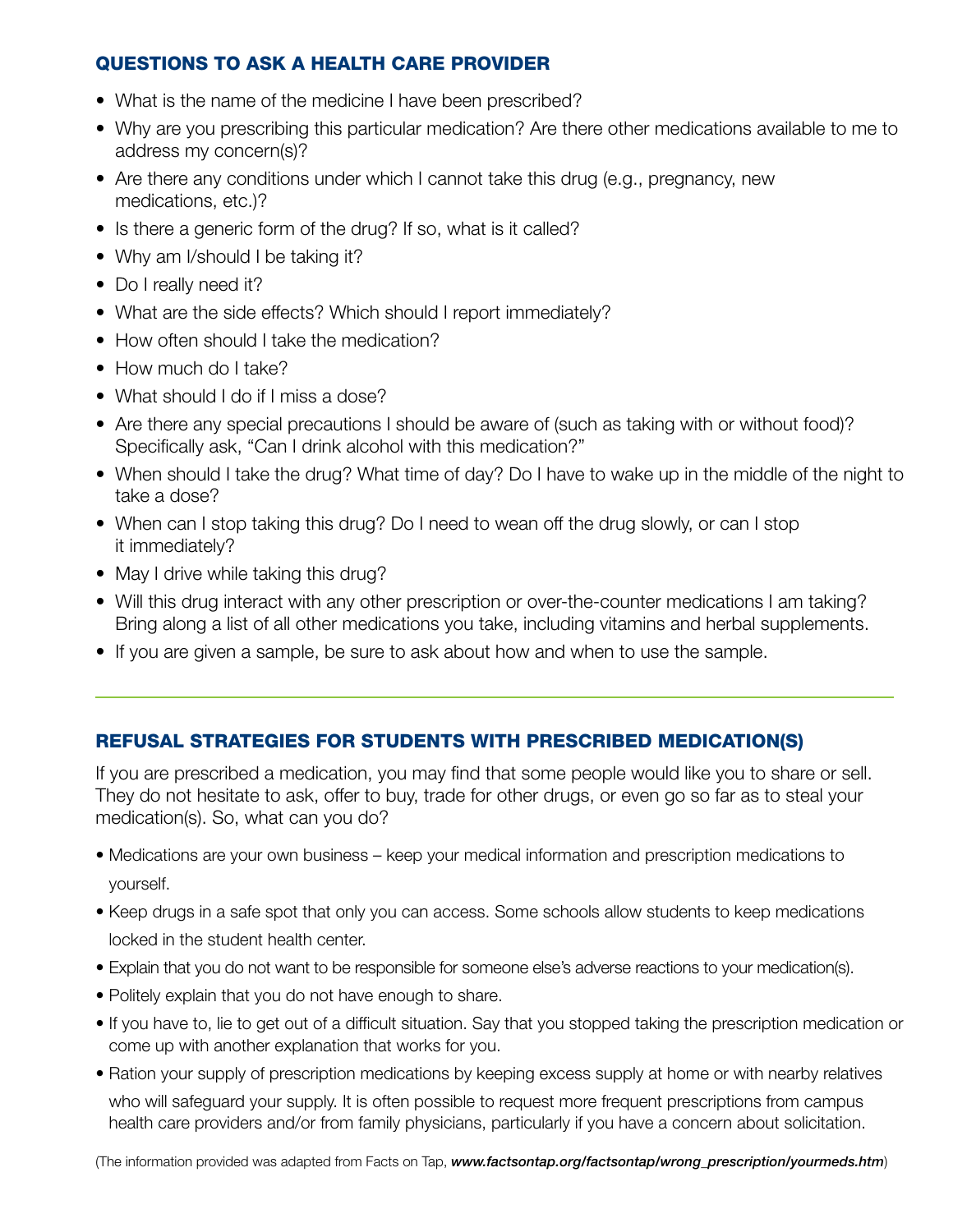## QUESTIONS TO ASK A HEALTH CARE PROVIDER

- What is the name of the medicine I have been prescribed?
- Why are you prescribing this particular medication? Are there other medications available to me to address my concern(s)?
- Are there any conditions under which I cannot take this drug (e.g., pregnancy, new medications, etc.)?
- Is there a generic form of the drug? If so, what is it called?
- Why am I/should I be taking it?
- Do I really need it?
- What are the side effects? Which should I report immediately?
- How often should I take the medication?
- How much do I take?
- What should I do if I miss a dose?
- Are there any special precautions I should be aware of (such as taking with or without food)? Specifically ask, "Can I drink alcohol with this medication?"
- When should I take the drug? What time of day? Do I have to wake up in the middle of the night to take a dose?
- When can I stop taking this drug? Do I need to wean off the drug slowly, or can I stop it immediately?
- May I drive while taking this drug?
- Will this drug interact with any other prescription or over-the-counter medications I am taking? Bring along a list of all other medications you take, including vitamins and herbal supplements.
- If you are given a sample, be sure to ask about how and when to use the sample.

---

## REFUSAL STRATEGIES FOR STUDENTS WITH PRESCRIBED MEDICATION(S)

If you are prescribed a medication, you may find that some people would like you to share or sell. They do not hesitate to ask, offer to buy, trade for other drugs, or even go so far as to steal your medication(s). So, what can you do?

- Medications are your own business – keep your medical information and prescription medications to yourself.
- Keep drugs in a safe spot that only you can access. Some schools allow students to keep medications locked in the student health center.
- Explain that you do not want to be responsible for someone else's adverse reactions to your medication(s).
- Politely explain that you do not have enough to share.
- If you have to, lie to get out of a difficult situation. Say that you stopped taking the prescription medication or come up with another explanation that works for you.
- Ration your supply of prescription medications by keeping excess supply at home or with nearby relatives who will safeguard your supply. It is often possible to request more frequent prescriptions from campus health care providers and/or from family physicians, particularly if you have a concern about solicitation.

(The information provided was adapted from Facts on Tap, ***www.factsontap.org/factsontap/wrong_prescription/yourmeds.htm***)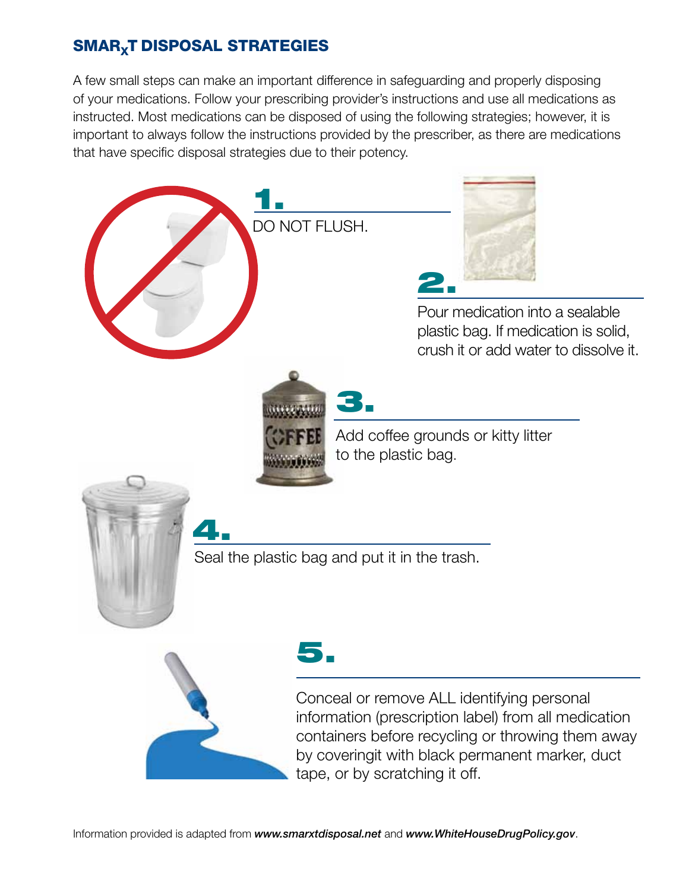## SMAR$_X$T DISPOSAL STRATEGIES

A few small steps can make an important difference in safeguarding and properly disposing of your medications. Follow your prescribing provider's instructions and use all medications as instructed. Most medications can be disposed of using the following strategies; however, it is important to always follow the instructions provided by the prescriber, as there are medications that have specific disposal strategies due to their potency.

**1.**

DO NOT FLUSH.

**2.**

Pour medication into a sealable plastic bag. If medication is solid, crush it or add water to dissolve it.

**3.**

Add coffee grounds or kitty litter to the plastic bag.

**4.**

Seal the plastic bag and put it in the trash.

**5.**

Conceal or remove ALL identifying personal information (prescription label) from all medication containers before recycling or throwing them away by coveringit with black permanent marker, duct tape, or by scratching it off.

Information provided is adapted from ***www.smarxtdisposal.net*** and ***www.WhiteHouseDrugPolicy.gov***.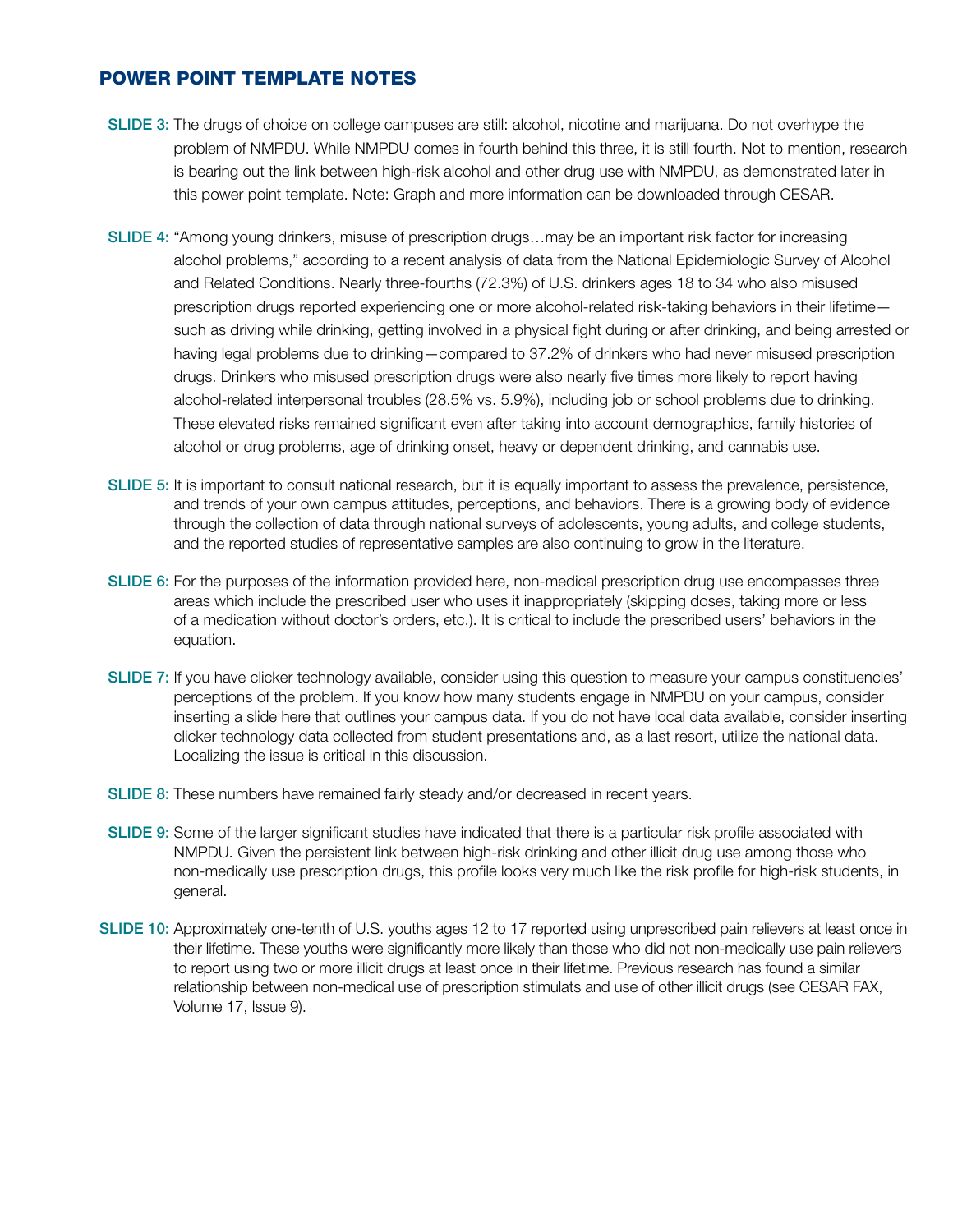## POWER POINT TEMPLATE NOTES

**SLIDE 3:** The drugs of choice on college campuses are still: alcohol, nicotine and marijuana. Do not overhype the problem of NMPDU. While NMPDU comes in fourth behind this three, it is still fourth. Not to mention, research is bearing out the link between high-risk alcohol and other drug use with NMPDU, as demonstrated later in this power point template. Note: Graph and more information can be downloaded through CESAR.

**SLIDE 4:** "Among young drinkers, misuse of prescription drugs…may be an important risk factor for increasing alcohol problems," according to a recent analysis of data from the National Epidemiologic Survey of Alcohol and Related Conditions. Nearly three-fourths (72.3%) of U.S. drinkers ages 18 to 34 who also misused prescription drugs reported experiencing one or more alcohol-related risk-taking behaviors in their lifetime—such as driving while drinking, getting involved in a physical fight during or after drinking, and being arrested or having legal problems due to drinking—compared to 37.2% of drinkers who had never misused prescription drugs. Drinkers who misused prescription drugs were also nearly five times more likely to report having alcohol-related interpersonal troubles (28.5% vs. 5.9%), including job or school problems due to drinking. These elevated risks remained significant even after taking into account demographics, family histories of alcohol or drug problems, age of drinking onset, heavy or dependent drinking, and cannabis use.

**SLIDE 5:** It is important to consult national research, but it is equally important to assess the prevalence, persistence, and trends of your own campus attitudes, perceptions, and behaviors. There is a growing body of evidence through the collection of data through national surveys of adolescents, young adults, and college students, and the reported studies of representative samples are also continuing to grow in the literature.

**SLIDE 6:** For the purposes of the information provided here, non-medical prescription drug use encompasses three areas which include the prescribed user who uses it inappropriately (skipping doses, taking more or less of a medication without doctor's orders, etc.). It is critical to include the prescribed users' behaviors in the equation.

**SLIDE 7:** If you have clicker technology available, consider using this question to measure your campus constituencies' perceptions of the problem. If you know how many students engage in NMPDU on your campus, consider inserting a slide here that outlines your campus data. If you do not have local data available, consider inserting clicker technology data collected from student presentations and, as a last resort, utilize the national data. Localizing the issue is critical in this discussion.

**SLIDE 8:** These numbers have remained fairly steady and/or decreased in recent years.

**SLIDE 9:** Some of the larger significant studies have indicated that there is a particular risk profile associated with NMPDU. Given the persistent link between high-risk drinking and other illicit drug use among those who non-medically use prescription drugs, this profile looks very much like the risk profile for high-risk students, in general.

**SLIDE 10:** Approximately one-tenth of U.S. youths ages 12 to 17 reported using unprescribed pain relievers at least once in their lifetime. These youths were significantly more likely than those who did not non-medically use pain relievers to report using two or more illicit drugs at least once in their lifetime. Previous research has found a similar relationship between non-medical use of prescription stimulats and use of other illicit drugs (see CESAR FAX, Volume 17, Issue 9).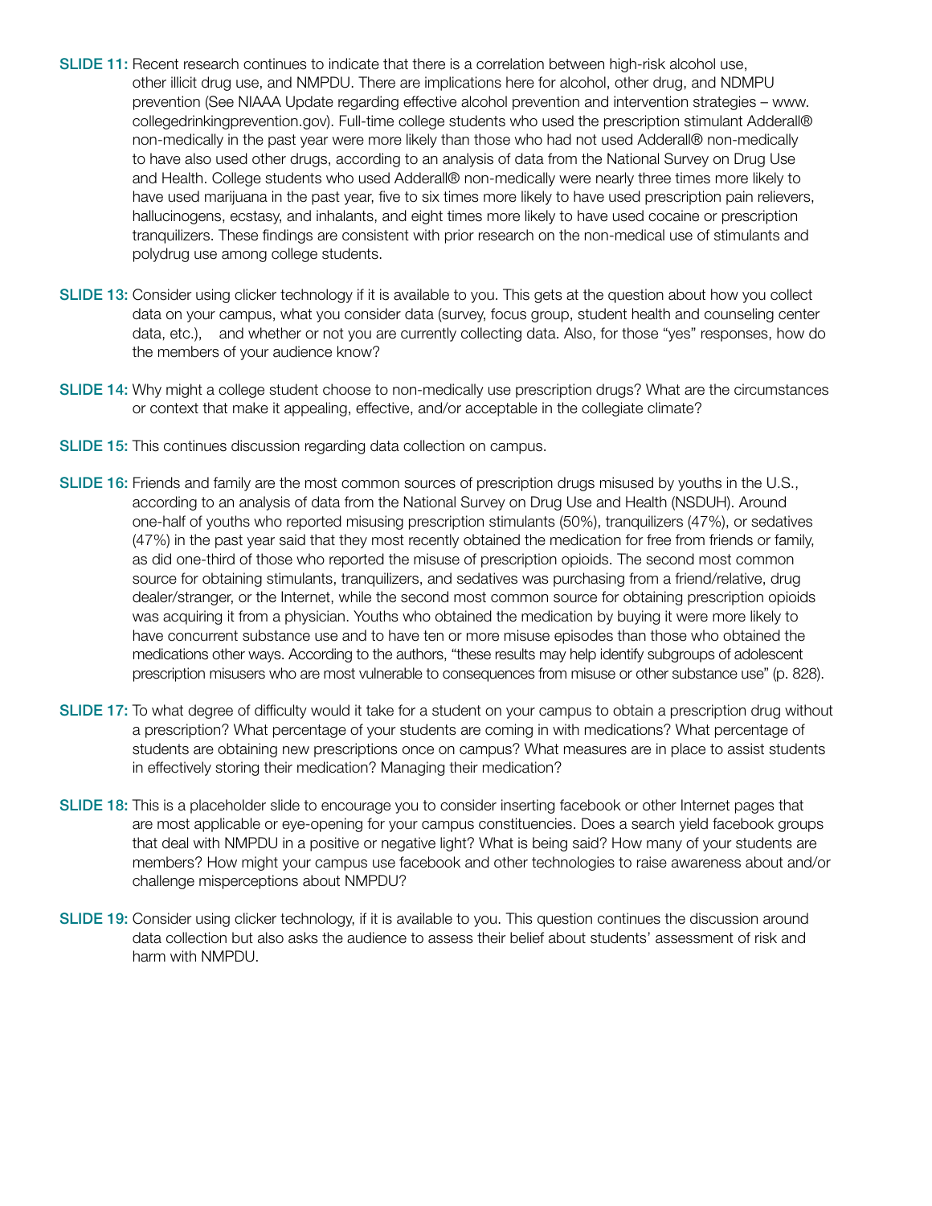**SLIDE 11:** Recent research continues to indicate that there is a correlation between high-risk alcohol use, other illicit drug use, and NMPDU. There are implications here for alcohol, other drug, and NDMPU prevention (See NIAAA Update regarding effective alcohol prevention and intervention strategies – www.collegedrinkingprevention.gov). Full-time college students who used the prescription stimulant Adderall® non-medically in the past year were more likely than those who had not used Adderall® non-medically to have also used other drugs, according to an analysis of data from the National Survey on Drug Use and Health. College students who used Adderall® non-medically were nearly three times more likely to have used marijuana in the past year, five to six times more likely to have used prescription pain relievers, hallucinogens, ecstasy, and inhalants, and eight times more likely to have used cocaine or prescription tranquilizers. These findings are consistent with prior research on the non-medical use of stimulants and polydrug use among college students.

**SLIDE 13:** Consider using clicker technology if it is available to you. This gets at the question about how you collect data on your campus, what you consider data (survey, focus group, student health and counseling center data, etc.), and whether or not you are currently collecting data. Also, for those "yes" responses, how do the members of your audience know?

**SLIDE 14:** Why might a college student choose to non-medically use prescription drugs? What are the circumstances or context that make it appealing, effective, and/or acceptable in the collegiate climate?

**SLIDE 15:** This continues discussion regarding data collection on campus.

**SLIDE 16:** Friends and family are the most common sources of prescription drugs misused by youths in the U.S., according to an analysis of data from the National Survey on Drug Use and Health (NSDUH). Around one-half of youths who reported misusing prescription stimulants (50%), tranquilizers (47%), or sedatives (47%) in the past year said that they most recently obtained the medication for free from friends or family, as did one-third of those who reported the misuse of prescription opioids. The second most common source for obtaining stimulants, tranquilizers, and sedatives was purchasing from a friend/relative, drug dealer/stranger, or the Internet, while the second most common source for obtaining prescription opioids was acquiring it from a physician. Youths who obtained the medication by buying it were more likely to have concurrent substance use and to have ten or more misuse episodes than those who obtained the medications other ways. According to the authors, "these results may help identify subgroups of adolescent prescription misusers who are most vulnerable to consequences from misuse or other substance use" (p. 828).

**SLIDE 17:** To what degree of difficulty would it take for a student on your campus to obtain a prescription drug without a prescription? What percentage of your students are coming in with medications? What percentage of students are obtaining new prescriptions once on campus? What measures are in place to assist students in effectively storing their medication? Managing their medication?

**SLIDE 18:** This is a placeholder slide to encourage you to consider inserting facebook or other Internet pages that are most applicable or eye-opening for your campus constituencies. Does a search yield facebook groups that deal with NMPDU in a positive or negative light? What is being said? How many of your students are members? How might your campus use facebook and other technologies to raise awareness about and/or challenge misperceptions about NMPDU?

**SLIDE 19:** Consider using clicker technology, if it is available to you. This question continues the discussion around data collection but also asks the audience to assess their belief about students' assessment of risk and harm with NMPDU.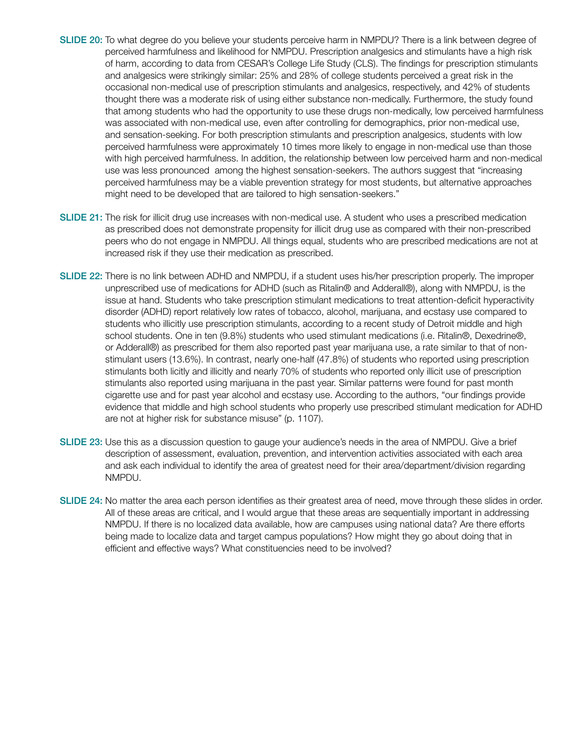**SLIDE 20:** To what degree do you believe your students perceive harm in NMPDU? There is a link between degree of perceived harmfulness and likelihood for NMPDU. Prescription analgesics and stimulants have a high risk of harm, according to data from CESAR's College Life Study (CLS). The findings for prescription stimulants and analgesics were strikingly similar: 25% and 28% of college students perceived a great risk in the occasional non-medical use of prescription stimulants and analgesics, respectively, and 42% of students thought there was a moderate risk of using either substance non-medically. Furthermore, the study found that among students who had the opportunity to use these drugs non-medically, low perceived harmfulness was associated with non-medical use, even after controlling for demographics, prior non-medical use, and sensation-seeking. For both prescription stimulants and prescription analgesics, students with low perceived harmfulness were approximately 10 times more likely to engage in non-medical use than those with high perceived harmfulness. In addition, the relationship between low perceived harm and non-medical use was less pronounced among the highest sensation-seekers. The authors suggest that "increasing perceived harmfulness may be a viable prevention strategy for most students, but alternative approaches might need to be developed that are tailored to high sensation-seekers."

**SLIDE 21:** The risk for illicit drug use increases with non-medical use. A student who uses a prescribed medication as prescribed does not demonstrate propensity for illicit drug use as compared with their non-prescribed peers who do not engage in NMPDU. All things equal, students who are prescribed medications are not at increased risk if they use their medication as prescribed.

**SLIDE 22:** There is no link between ADHD and NMPDU, if a student uses his/her prescription properly. The improper unprescribed use of medications for ADHD (such as Ritalin® and Adderall®), along with NMPDU, is the issue at hand. Students who take prescription stimulant medications to treat attention-deficit hyperactivity disorder (ADHD) report relatively low rates of tobacco, alcohol, marijuana, and ecstasy use compared to students who illicitly use prescription stimulants, according to a recent study of Detroit middle and high school students. One in ten (9.8%) students who used stimulant medications (i.e. Ritalin®, Dexedrine®, or Adderall®) as prescribed for them also reported past year marijuana use, a rate similar to that of non-stimulant users (13.6%). In contrast, nearly one-half (47.8%) of students who reported using prescription stimulants both licitly and illicitly and nearly 70% of students who reported only illicit use of prescription stimulants also reported using marijuana in the past year. Similar patterns were found for past month cigarette use and for past year alcohol and ecstasy use. According to the authors, "our findings provide evidence that middle and high school students who properly use prescribed stimulant medication for ADHD are not at higher risk for substance misuse" (p. 1107).

**SLIDE 23:** Use this as a discussion question to gauge your audience's needs in the area of NMPDU. Give a brief description of assessment, evaluation, prevention, and intervention activities associated with each area and ask each individual to identify the area of greatest need for their area/department/division regarding NMPDU.

**SLIDE 24:** No matter the area each person identifies as their greatest area of need, move through these slides in order. All of these areas are critical, and I would argue that these areas are sequentially important in addressing NMPDU. If there is no localized data available, how are campuses using national data? Are there efforts being made to localize data and target campus populations? How might they go about doing that in efficient and effective ways? What constituencies need to be involved?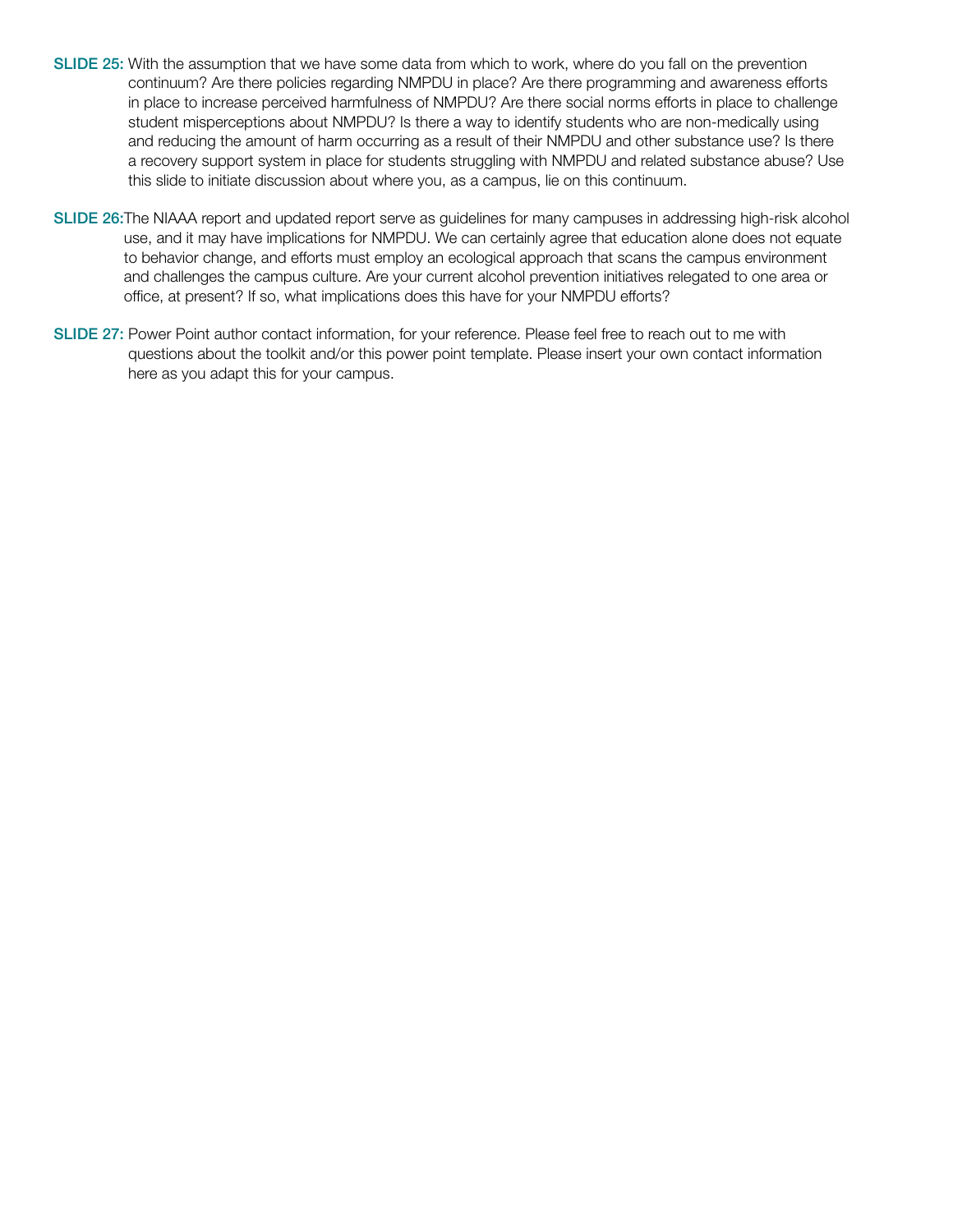**SLIDE 25:** With the assumption that we have some data from which to work, where do you fall on the prevention continuum? Are there policies regarding NMPDU in place? Are there programming and awareness efforts in place to increase perceived harmfulness of NMPDU? Are there social norms efforts in place to challenge student misperceptions about NMPDU? Is there a way to identify students who are non-medically using and reducing the amount of harm occurring as a result of their NMPDU and other substance use? Is there a recovery support system in place for students struggling with NMPDU and related substance abuse? Use this slide to initiate discussion about where you, as a campus, lie on this continuum.

**SLIDE 26:** The NIAAA report and updated report serve as guidelines for many campuses in addressing high-risk alcohol use, and it may have implications for NMPDU. We can certainly agree that education alone does not equate to behavior change, and efforts must employ an ecological approach that scans the campus environment and challenges the campus culture. Are your current alcohol prevention initiatives relegated to one area or office, at present? If so, what implications does this have for your NMPDU efforts?

**SLIDE 27:** Power Point author contact information, for your reference. Please feel free to reach out to me with questions about the toolkit and/or this power point template. Please insert your own contact information here as you adapt this for your campus.